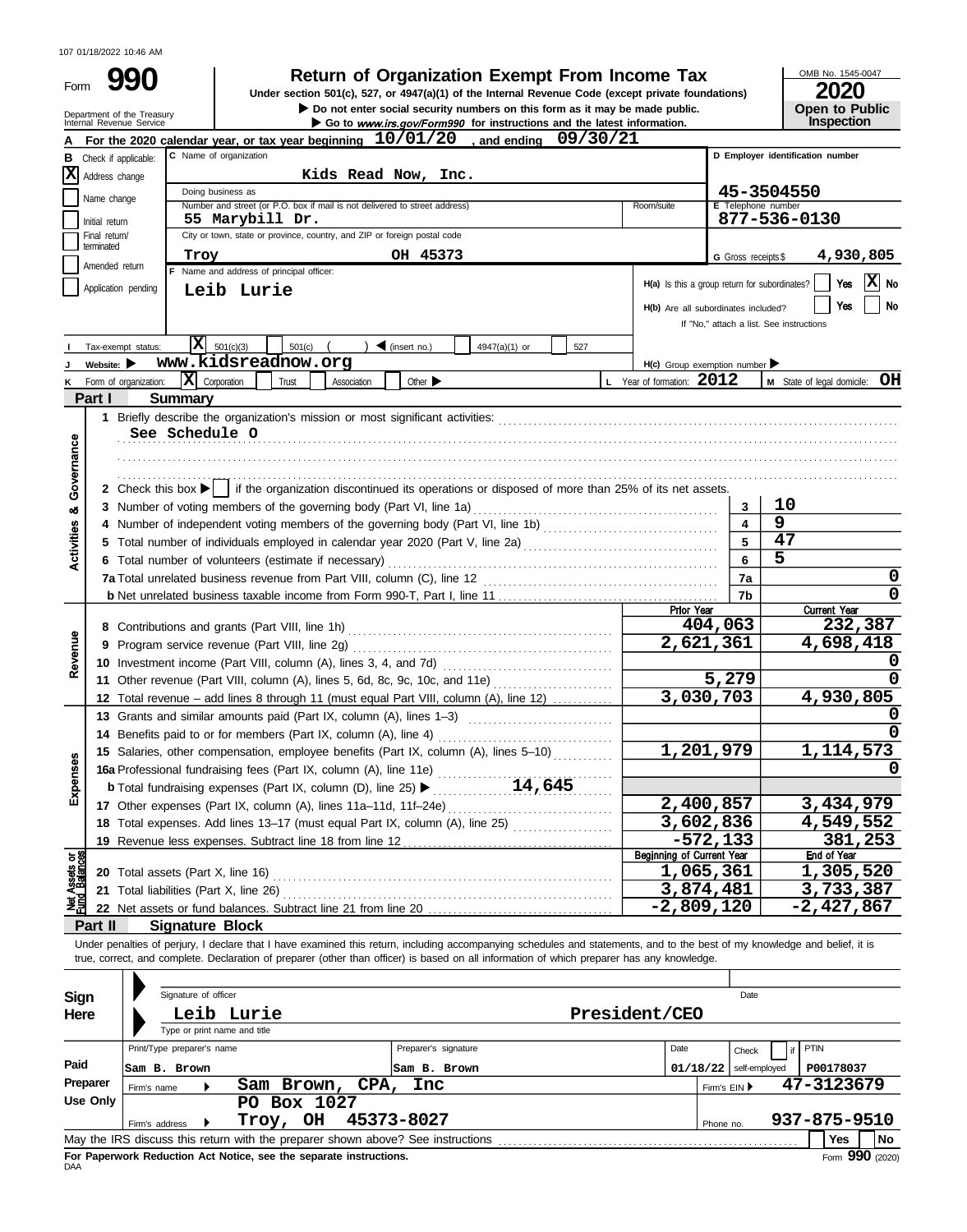107 01/18/2022 10:46 AM

# Form 990 — Return of Organization Exempt From Income Tax

Under section 501(c), 527, or 4947(a)(1) of the Internal Revenue Code (except private foundations)

▶ Do not enter social security numbers on this form as it may be made public.

▶ Go to *www.irs.gov/Form990* for instructions and the latest information.

Department of the Treasury
Internal Revenue Service

OMB No. 1545-0047

**2020**

**Open to Public Inspection**

**A** For the 2020 calendar year, or tax year beginning **10/01/20**, and ending **09/30/21**

**B** Check if applicable:
- [X] Address change
- [ ] Name change
- [ ] Initial return
- [ ] Final return/terminated
- [ ] Amended return
- [ ] Application pending

**C** Name of organization: **Kids Read Now, Inc.**

Doing business as:

Number and street (or P.O. box if mail is not delivered to street address): **55 Marybill Dr.** Room/suite:

City or town, state or province, country, and ZIP or foreign postal code: **Troy OH 45373**

**D** Employer identification number: **45-3504550**

**E** Telephone number: **877-536-0130**

**G** Gross receipts $ **4,930,805**

**F** Name and address of principal officer: **Leib Lurie**

**H(a)** Is this a group return for subordinates? [ ] Yes [X] No

**H(b)** Are all subordinates included? [ ] Yes [ ] No

If "No," attach a list. See instructions

**H(c)** Group exemption number ▶

**I** Tax-exempt status: [X] 501(c)(3) [ ] 501(c) ( ) ◀ (insert no.) [ ] 4947(a)(1) or [ ] 527

**J** Website: ▶ **www.kidsreadnow.org**

**K** Form of organization: [X] Corporation [ ] Trust [ ] Association [ ] Other ▶

**L** Year of formation: **2012**

**M** State of legal domicile: **OH**

## Part I Summary

### Activities & Governance

1 Briefly describe the organization's mission or most significant activities:
See Schedule O

2 Check this box ▶ [ ] if the organization discontinued its operations or disposed of more than 25% of its net assets.

| | | | |
|---|---|---|---|
| 3 | Number of voting members of the governing body (Part VI, line 1a) | 3 | 10 |
| 4 | Number of independent voting members of the governing body (Part VI, line 1b) | 4 | 9 |
| 5 | Total number of individuals employed in calendar year 2020 (Part V, line 2a) | 5 | 47 |
| 6 | Total number of volunteers (estimate if necessary) | 6 | 5 |
| 7a | Total unrelated business revenue from Part VIII, column (C), line 12 | 7a | 0 |
| b | Net unrelated business taxable income from Form 990-T, Part I, line 11 | 7b | 0 |

### Revenue

| | | Prior Year | Current Year |
|---|---|---|---|
| 8 | Contributions and grants (Part VIII, line 1h) | 404,063 | 232,387 |
| 9 | Program service revenue (Part VIII, line 2g) | 2,621,361 | 4,698,418 |
| 10 | Investment income (Part VIII, column (A), lines 3, 4, and 7d) | | 0 |
| 11 | Other revenue (Part VIII, column (A), lines 5, 6d, 8c, 9c, 10c, and 11e) | 5,279 | 0 |
| 12 | Total revenue – add lines 8 through 11 (must equal Part VIII, column (A), line 12) | 3,030,703 | 4,930,805 |

### Expenses

| | | Prior Year | Current Year |
|---|---|---|---|
| 13 | Grants and similar amounts paid (Part IX, column (A), lines 1–3) | | 0 |
| 14 | Benefits paid to or for members (Part IX, column (A), line 4) | | 0 |
| 15 | Salaries, other compensation, employee benefits (Part IX, column (A), lines 5–10) | 1,201,979 | 1,114,573 |
| 16a | Professional fundraising fees (Part IX, column (A), line 11e) | | 0 |
| b | Total fundraising expenses (Part IX, column (D), line 25) ▶ 14,645 | | |
| 17 | Other expenses (Part IX, column (A), lines 11a–11d, 11f–24e) | 2,400,857 | 3,434,979 |
| 18 | Total expenses. Add lines 13–17 (must equal Part IX, column (A), line 25) | 3,602,836 | 4,549,552 |
| 19 | Revenue less expenses. Subtract line 18 from line 12 | -572,133 | 381,253 |

### Net Assets or Fund Balances

| | | Beginning of Current Year | End of Year |
|---|---|---|---|
| 20 | Total assets (Part X, line 16) | 1,065,361 | 1,305,520 |
| 21 | Total liabilities (Part X, line 26) | 3,874,481 | 3,733,387 |
| 22 | Net assets or fund balances. Subtract line 21 from line 20 | -2,809,120 | -2,427,867 |

## Part II Signature Block

Under penalties of perjury, I declare that I have examined this return, including accompanying schedules and statements, and to the best of my knowledge and belief, it is true, correct, and complete. Declaration of preparer (other than officer) is based on all information of which preparer has any knowledge.

**Sign Here**

Signature of officer — Date

Leib Lurie — President/CEO

Type or print name and title

**Paid Preparer Use Only**

| Print/Type preparer's name | Preparer's signature | Date | Check [ ] if self-employed | PTIN |
|---|---|---|---|---|
| Sam B. Brown | Sam B. Brown | 01/18/22 | | P00178037 |

Firm's name ▶ Sam Brown, CPA, Inc — Firm's EIN ▶ 47-3123679

Firm's address ▶ PO Box 1027, Troy, OH 45373-8027 — Phone no. 937-875-9510

May the IRS discuss this return with the preparer shown above? See instructions [ ] Yes [ ] No

**For Paperwork Reduction Act Notice, see the separate instructions.**

DAA

Form **990** (2020)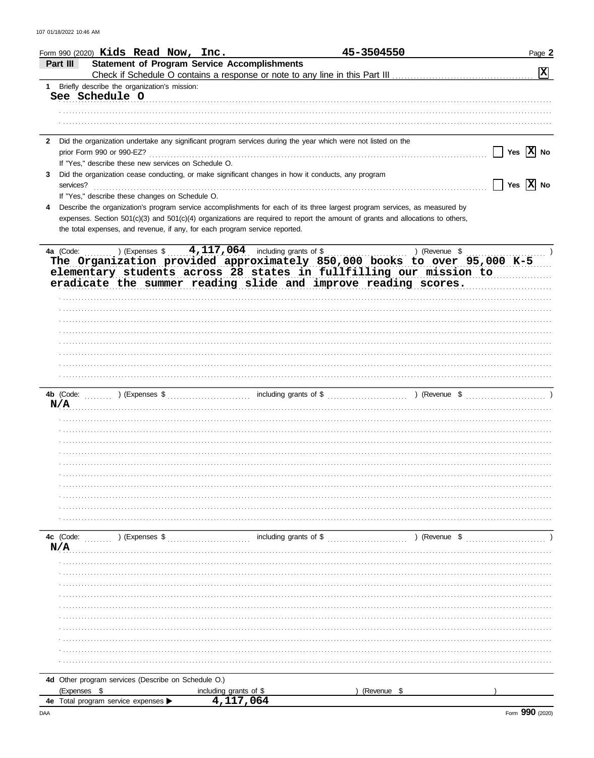Form 990 (2020) **Kids Read Now, Inc.** **45-3504550** Page **2**

## Part III Statement of Program Service Accomplishments

Check if Schedule O contains a response or note to any line in this Part III ☒

**1** Briefly describe the organization's mission:

See Schedule O

**2** Did the organization undertake any significant program services during the year which were not listed on the prior Form 990 or 990-EZ? ☐ Yes ☒ No

If "Yes," describe these new services on Schedule O.

**3** Did the organization cease conducting, or make significant changes in how it conducts, any program services? ☐ Yes ☒ No

If "Yes," describe these changes on Schedule O.

**4** Describe the organization's program service accomplishments for each of its three largest program services, as measured by expenses. Section 501(c)(3) and 501(c)(4) organizations are required to report the amount of grants and allocations to others, the total expenses, and revenue, if any, for each program service reported.

**4a** (Code: ) (Expenses $ 4,117,064 including grants of $ ) (Revenue $ )

The Organization provided approximately 850,000 books to over 95,000 K-5 elementary students across 28 states in fullfilling our mission to eradicate the summer reading slide and improve reading scores.

**4b** (Code: ) (Expenses $ including grants of $ ) (Revenue $ )

N/A

**4c** (Code: ) (Expenses $ including grants of $ ) (Revenue $ )

N/A

**4d** Other program services (Describe on Schedule O.)

(Expenses $ including grants of $ ) (Revenue $ )

**4e** Total program service expenses ▶ 4,117,064

DAA Form **990** (2020)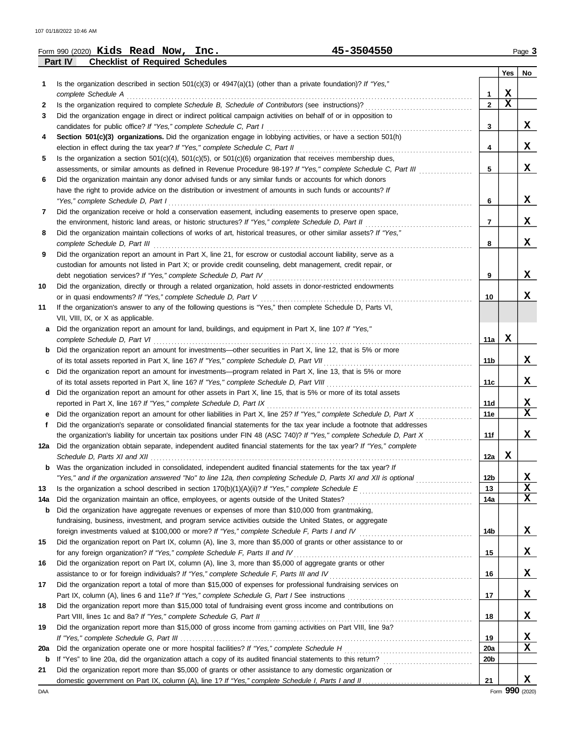Form 990 (2020) **Kids Read Now, Inc.** **45-3504550** Page **3**

## Part IV Checklist of Required Schedules

| | | | Yes | No |
|---|---|---|---|---|
| **1** | Is the organization described in section 501(c)(3) or 4947(a)(1) (other than a private foundation)? *If "Yes," complete Schedule A* | **1** | X | |
| **2** | Is the organization required to complete *Schedule B, Schedule of Contributors* (see instructions)? | **2** | X | |
| **3** | Did the organization engage in direct or indirect political campaign activities on behalf of or in opposition to candidates for public office? *If "Yes," complete Schedule C, Part I* | **3** | | X |
| **4** | **Section 501(c)(3) organizations.** Did the organization engage in lobbying activities, or have a section 501(h) election in effect during the tax year? *If "Yes," complete Schedule C, Part II* | **4** | | X |
| **5** | Is the organization a section 501(c)(4), 501(c)(5), or 501(c)(6) organization that receives membership dues, assessments, or similar amounts as defined in Revenue Procedure 98-19? *If "Yes," complete Schedule C, Part III* | **5** | | X |
| **6** | Did the organization maintain any donor advised funds or any similar funds or accounts for which donors have the right to provide advice on the distribution or investment of amounts in such funds or accounts? *If "Yes," complete Schedule D, Part I* | **6** | | X |
| **7** | Did the organization receive or hold a conservation easement, including easements to preserve open space, the environment, historic land areas, or historic structures? *If "Yes," complete Schedule D, Part II* | **7** | | X |
| **8** | Did the organization maintain collections of works of art, historical treasures, or other similar assets? *If "Yes," complete Schedule D, Part III* | **8** | | X |
| **9** | Did the organization report an amount in Part X, line 21, for escrow or custodial account liability, serve as a custodian for amounts not listed in Part X; or provide credit counseling, debt management, credit repair, or debt negotiation services? *If "Yes," complete Schedule D, Part IV* | **9** | | X |
| **10** | Did the organization, directly or through a related organization, hold assets in donor-restricted endowments or in quasi endowments? *If "Yes," complete Schedule D, Part V* | **10** | | X |
| **11** | If the organization's answer to any of the following questions is "Yes," then complete Schedule D, Parts VI, VII, VIII, IX, or X as applicable. | | | |
| **a** | Did the organization report an amount for land, buildings, and equipment in Part X, line 10? *If "Yes," complete Schedule D, Part VI* | **11a** | X | |
| **b** | Did the organization report an amount for investments—other securities in Part X, line 12, that is 5% or more of its total assets reported in Part X, line 16? *If "Yes," complete Schedule D, Part VII* | **11b** | | X |
| **c** | Did the organization report an amount for investments—program related in Part X, line 13, that is 5% or more of its total assets reported in Part X, line 16? *If "Yes," complete Schedule D, Part VIII* | **11c** | | X |
| **d** | Did the organization report an amount for other assets in Part X, line 15, that is 5% or more of its total assets reported in Part X, line 16? *If "Yes," complete Schedule D, Part IX* | **11d** | | X |
| **e** | Did the organization report an amount for other liabilities in Part X, line 25? *If "Yes," complete Schedule D, Part X* | **11e** | | X |
| **f** | Did the organization's separate or consolidated financial statements for the tax year include a footnote that addresses the organization's liability for uncertain tax positions under FIN 48 (ASC 740)? *If "Yes," complete Schedule D, Part X* | **11f** | | X |
| **12a** | Did the organization obtain separate, independent audited financial statements for the tax year? *If "Yes," complete Schedule D, Parts XI and XII* | **12a** | X | |
| **b** | Was the organization included in consolidated, independent audited financial statements for the tax year? *If "Yes," and if the organization answered "No" to line 12a, then completing Schedule D, Parts XI and XII is optional* | **12b** | | X |
| **13** | Is the organization a school described in section 170(b)(1)(A)(ii)? *If "Yes," complete Schedule E* | **13** | | X |
| **14a** | Did the organization maintain an office, employees, or agents outside of the United States? | **14a** | | X |
| **b** | Did the organization have aggregate revenues or expenses of more than $10,000 from grantmaking, fundraising, business, investment, and program service activities outside the United States, or aggregate foreign investments valued at $100,000 or more? *If "Yes," complete Schedule F, Parts I and IV* | **14b** | | X |
| **15** | Did the organization report on Part IX, column (A), line 3, more than $5,000 of grants or other assistance to or for any foreign organization? *If "Yes," complete Schedule F, Parts II and IV* | **15** | | X |
| **16** | Did the organization report on Part IX, column (A), line 3, more than $5,000 of aggregate grants or other assistance to or for foreign individuals? *If "Yes," complete Schedule F, Parts III and IV* | **16** | | X |
| **17** | Did the organization report a total of more than $15,000 of expenses for professional fundraising services on Part IX, column (A), lines 6 and 11e? *If "Yes," complete Schedule G, Part I* See instructions | **17** | | X |
| **18** | Did the organization report more than $15,000 total of fundraising event gross income and contributions on Part VIII, lines 1c and 8a? *If "Yes," complete Schedule G, Part II* | **18** | | X |
| **19** | Did the organization report more than $15,000 of gross income from gaming activities on Part VIII, line 9a? *If "Yes," complete Schedule G, Part III* | **19** | | X |
| **20a** | Did the organization operate one or more hospital facilities? *If "Yes," complete Schedule H* | **20a** | | X |
| **b** | If "Yes" to line 20a, did the organization attach a copy of its audited financial statements to this return? | **20b** | | |
| **21** | Did the organization report more than $5,000 of grants or other assistance to any domestic organization or domestic government on Part IX, column (A), line 1? *If "Yes," complete Schedule I, Parts I and II* | **21** | | X |

Form **990** (2020)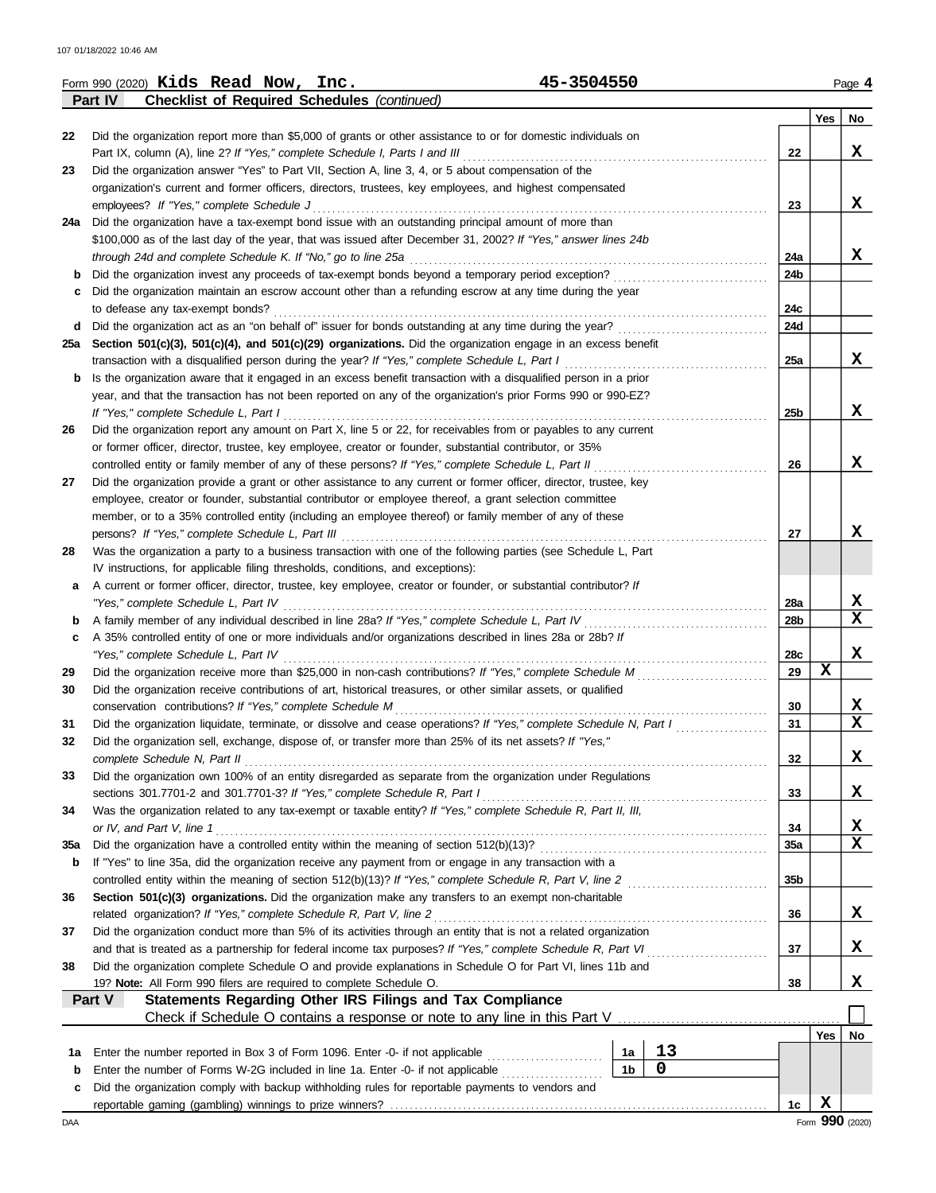Form 990 (2020) **Kids Read Now, Inc.** **45-3504550** Page 4

**Part IV Checklist of Required Schedules** *(continued)*

| | | | Yes | No |
|---|---|---|---|---|
| 22 | Did the organization report more than $5,000 of grants or other assistance to or for domestic individuals on Part IX, column (A), line 2? *If "Yes," complete Schedule I, Parts I and III* | 22 | | X |
| 23 | Did the organization answer "Yes" to Part VII, Section A, line 3, 4, or 5 about compensation of the organization's current and former officers, directors, trustees, key employees, and highest compensated employees? *If "Yes," complete Schedule J* | 23 | | X |
| 24a | Did the organization have a tax-exempt bond issue with an outstanding principal amount of more than $100,000 as of the last day of the year, that was issued after December 31, 2002? *If "Yes," answer lines 24b through 24d and complete Schedule K. If "No," go to line 25a* | 24a | | X |
| b | Did the organization invest any proceeds of tax-exempt bonds beyond a temporary period exception? | 24b | | |
| c | Did the organization maintain an escrow account other than a refunding escrow at any time during the year to defease any tax-exempt bonds? | 24c | | |
| d | Did the organization act as an "on behalf of" issuer for bonds outstanding at any time during the year? | 24d | | |
| 25a | **Section 501(c)(3), 501(c)(4), and 501(c)(29) organizations.** Did the organization engage in an excess benefit transaction with a disqualified person during the year? *If "Yes," complete Schedule L, Part I* | 25a | | X |
| b | Is the organization aware that it engaged in an excess benefit transaction with a disqualified person in a prior year, and that the transaction has not been reported on any of the organization's prior Forms 990 or 990-EZ? *If "Yes," complete Schedule L, Part I* | 25b | | X |
| 26 | Did the organization report any amount on Part X, line 5 or 22, for receivables from or payables to any current or former officer, director, trustee, key employee, creator or founder, substantial contributor, or 35% controlled entity or family member of any of these persons? *If "Yes," complete Schedule L, Part II* | 26 | | X |
| 27 | Did the organization provide a grant or other assistance to any current or former officer, director, trustee, key employee, creator or founder, substantial contributor or employee thereof, a grant selection committee member, or to a 35% controlled entity (including an employee thereof) or family member of any of these persons? *If "Yes," complete Schedule L, Part III* | 27 | | X |
| 28 | Was the organization a party to a business transaction with one of the following parties (see Schedule L, Part IV instructions, for applicable filing thresholds, conditions, and exceptions): | | | |
| a | A current or former officer, director, trustee, key employee, creator or founder, or substantial contributor? *If "Yes," complete Schedule L, Part IV* | 28a | | X |
| b | A family member of any individual described in line 28a? *If "Yes," complete Schedule L, Part IV* | 28b | | X |
| c | A 35% controlled entity of one or more individuals and/or organizations described in lines 28a or 28b? *If "Yes," complete Schedule L, Part IV* | 28c | | X |
| 29 | Did the organization receive more than $25,000 in non-cash contributions? *If "Yes," complete Schedule M* | 29 | X | |
| 30 | Did the organization receive contributions of art, historical treasures, or other similar assets, or qualified conservation contributions? *If "Yes," complete Schedule M* | 30 | | X |
| 31 | Did the organization liquidate, terminate, or dissolve and cease operations? *If "Yes," complete Schedule N, Part I* | 31 | | X |
| 32 | Did the organization sell, exchange, dispose of, or transfer more than 25% of its net assets? *If "Yes," complete Schedule N, Part II* | 32 | | X |
| 33 | Did the organization own 100% of an entity disregarded as separate from the organization under Regulations sections 301.7701-2 and 301.7701-3? *If "Yes," complete Schedule R, Part I* | 33 | | X |
| 34 | Was the organization related to any tax-exempt or taxable entity? *If "Yes," complete Schedule R, Part II, III, or IV, and Part V, line 1* | 34 | | X |
| 35a | Did the organization have a controlled entity within the meaning of section 512(b)(13)? | 35a | | X |
| b | If "Yes" to line 35a, did the organization receive any payment from or engage in any transaction with a controlled entity within the meaning of section 512(b)(13)? *If "Yes," complete Schedule R, Part V, line 2* | 35b | | |
| 36 | **Section 501(c)(3) organizations.** Did the organization make any transfers to an exempt non-charitable related organization? *If "Yes," complete Schedule R, Part V, line 2* | 36 | | X |
| 37 | Did the organization conduct more than 5% of its activities through an entity that is not a related organization and that is treated as a partnership for federal income tax purposes? *If "Yes," complete Schedule R, Part VI* | 37 | | X |
| 38 | Did the organization complete Schedule O and provide explanations in Schedule O for Part VI, lines 11b and 19? **Note:** All Form 990 filers are required to complete Schedule O. | 38 | | X |

**Part V Statements Regarding Other IRS Filings and Tax Compliance**

Check if Schedule O contains a response or note to any line in this Part V ☐

| | | | | | Yes | No |
|---|---|---|---|---|---|---|
| 1a | Enter the number reported in Box 3 of Form 1096. Enter -0- if not applicable | 1a | 13 | | | |
| b | Enter the number of Forms W-2G included in line 1a. Enter -0- if not applicable | 1b | 0 | | | |
| c | Did the organization comply with backup withholding rules for reportable payments to vendors and reportable gaming (gambling) winnings to prize winners? | | | 1c | X | |

Form **990** (2020)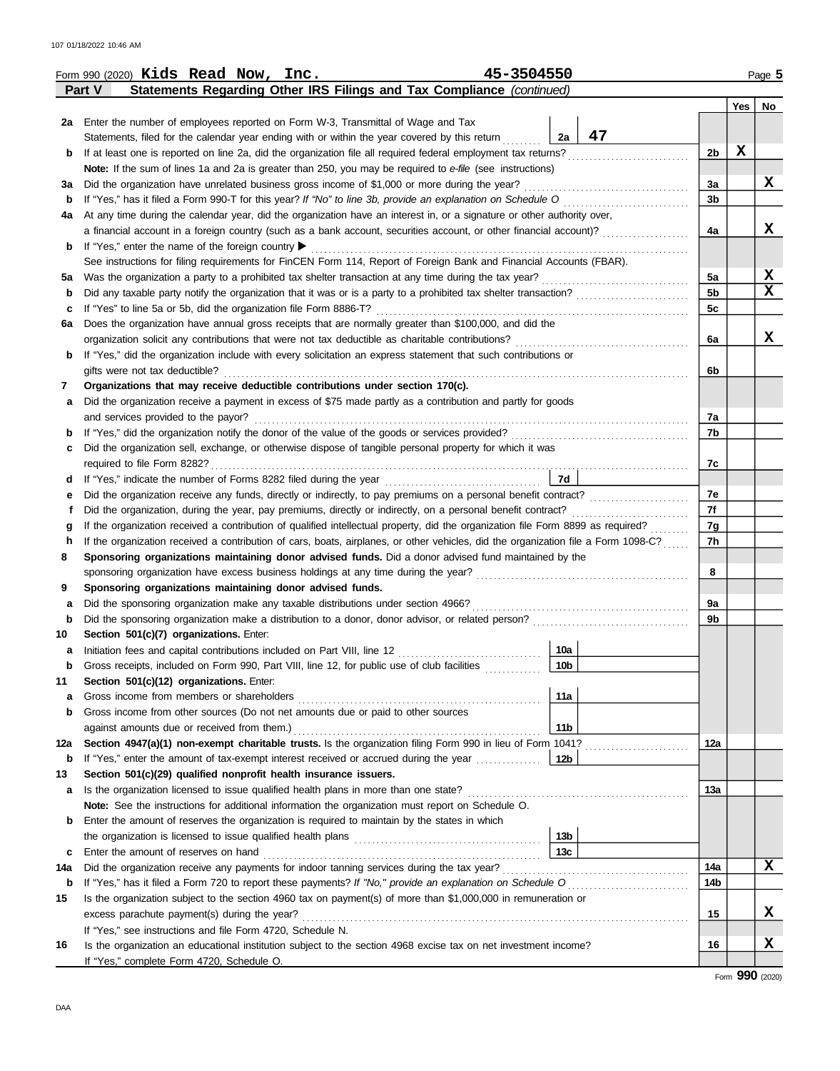Form 990 (2020) **Kids Read Now, Inc.** **45-3504550** Page **5**

**Part V Statements Regarding Other IRS Filings and Tax Compliance** *(continued)*

| | | | | Yes | No |
|---|---|---|---|---|---|
| **2a** | Enter the number of employees reported on Form W-3, Transmittal of Wage and Tax Statements, filed for the calendar year ending with or within the year covered by this return | **2a** 47 | | | |
| **b** | If at least one is reported on line 2a, did the organization file all required federal employment tax returns? | | **2b** | X | |
| | **Note:** If the sum of lines 1a and 2a is greater than 250, you may be required to *e-file* (see instructions) | | | | |
| **3a** | Did the organization have unrelated business gross income of $1,000 or more during the year? | | **3a** | | X |
| **b** | If "Yes," has it filed a Form 990-T for this year? *If "No" to line 3b, provide an explanation on Schedule O* | | **3b** | | |
| **4a** | At any time during the calendar year, did the organization have an interest in, or a signature or other authority over, a financial account in a foreign country (such as a bank account, securities account, or other financial account)? | | **4a** | | X |
| **b** | If "Yes," enter the name of the foreign country ▶ | | | | |
| | See instructions for filing requirements for FinCEN Form 114, Report of Foreign Bank and Financial Accounts (FBAR). | | | | |
| **5a** | Was the organization a party to a prohibited tax shelter transaction at any time during the tax year? | | **5a** | | X |
| **b** | Did any taxable party notify the organization that it was or is a party to a prohibited tax shelter transaction? | | **5b** | | X |
| **c** | If "Yes" to line 5a or 5b, did the organization file Form 8886-T? | | **5c** | | |
| **6a** | Does the organization have annual gross receipts that are normally greater than $100,000, and did the organization solicit any contributions that were not tax deductible as charitable contributions? | | **6a** | | X |
| **b** | If "Yes," did the organization include with every solicitation an express statement that such contributions or gifts were not tax deductible? | | **6b** | | |
| **7** | **Organizations that may receive deductible contributions under section 170(c).** | | | | |
| **a** | Did the organization receive a payment in excess of $75 made partly as a contribution and partly for goods and services provided to the payor? | | **7a** | | |
| **b** | If "Yes," did the organization notify the donor of the value of the goods or services provided? | | **7b** | | |
| **c** | Did the organization sell, exchange, or otherwise dispose of tangible personal property for which it was required to file Form 8282? | | **7c** | | |
| **d** | If "Yes," indicate the number of Forms 8282 filed during the year | **7d** | | | |
| **e** | Did the organization receive any funds, directly or indirectly, to pay premiums on a personal benefit contract? | | **7e** | | |
| **f** | Did the organization, during the year, pay premiums, directly or indirectly, on a personal benefit contract? | | **7f** | | |
| **g** | If the organization received a contribution of qualified intellectual property, did the organization file Form 8899 as required? | | **7g** | | |
| **h** | If the organization received a contribution of cars, boats, airplanes, or other vehicles, did the organization file a Form 1098-C? | | **7h** | | |
| **8** | **Sponsoring organizations maintaining donor advised funds.** Did a donor advised fund maintained by the sponsoring organization have excess business holdings at any time during the year? | | **8** | | |
| **9** | **Sponsoring organizations maintaining donor advised funds.** | | | | |
| **a** | Did the sponsoring organization make any taxable distributions under section 4966? | | **9a** | | |
| **b** | Did the sponsoring organization make a distribution to a donor, donor advisor, or related person? | | **9b** | | |
| **10** | **Section 501(c)(7) organizations.** Enter: | | | | |
| **a** | Initiation fees and capital contributions included on Part VIII, line 12 | **10a** | | | |
| **b** | Gross receipts, included on Form 990, Part VIII, line 12, for public use of club facilities | **10b** | | | |
| **11** | **Section 501(c)(12) organizations.** Enter: | | | | |
| **a** | Gross income from members or shareholders | **11a** | | | |
| **b** | Gross income from other sources (Do not net amounts due or paid to other sources against amounts due or received from them.) | **11b** | | | |
| **12a** | **Section 4947(a)(1) non-exempt charitable trusts.** Is the organization filing Form 990 in lieu of Form 1041? | | **12a** | | |
| **b** | If "Yes," enter the amount of tax-exempt interest received or accrued during the year | **12b** | | | |
| **13** | **Section 501(c)(29) qualified nonprofit health insurance issuers.** | | | | |
| **a** | Is the organization licensed to issue qualified health plans in more than one state? | | **13a** | | |
| | **Note:** See the instructions for additional information the organization must report on Schedule O. | | | | |
| **b** | Enter the amount of reserves the organization is required to maintain by the states in which the organization is licensed to issue qualified health plans | **13b** | | | |
| **c** | Enter the amount of reserves on hand | **13c** | | | |
| **14a** | Did the organization receive any payments for indoor tanning services during the tax year? | | **14a** | | X |
| **b** | If "Yes," has it filed a Form 720 to report these payments? *If "No," provide an explanation on Schedule O* | | **14b** | | |
| **15** | Is the organization subject to the section 4960 tax on payment(s) of more than $1,000,000 in remuneration or excess parachute payment(s) during the year? | | **15** | | X |
| | If "Yes," see instructions and file Form 4720, Schedule N. | | | | |
| **16** | Is the organization an educational institution subject to the section 4968 excise tax on net investment income? | | **16** | | X |
| | If "Yes," complete Form 4720, Schedule O. | | | | |

Form **990** (2020)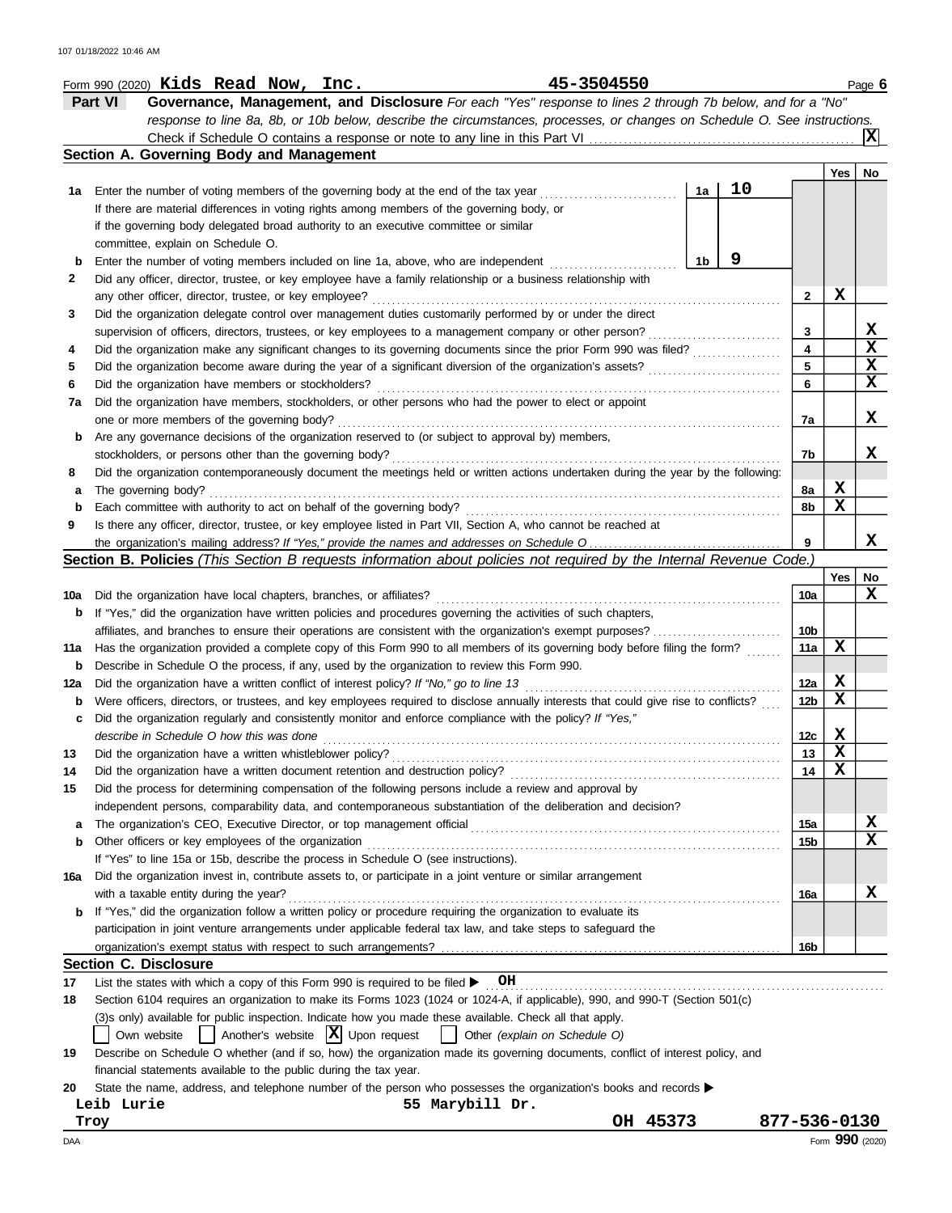Form 990 (2020) **Kids Read Now, Inc.** **45-3504550** Page **6**

## Part VI Governance, Management, and Disclosure

*For each "Yes" response to lines 2 through 7b below, and for a "No" response to line 8a, 8b, or 10b below, describe the circumstances, processes, or changes on Schedule O. See instructions.*

Check if Schedule O contains a response or note to any line in this Part VI ... [X]

### Section A. Governing Body and Management

| | | | | | Yes | No |
|---|---|---|---|---|---|---|
| **1a** | Enter the number of voting members of the governing body at the end of the tax year | 1a | 10 | | | |
| | If there are material differences in voting rights among members of the governing body, or if the governing body delegated broad authority to an executive committee or similar committee, explain on Schedule O. | | | | | |
| **b** | Enter the number of voting members included on line 1a, above, who are independent | 1b | 9 | | | |
| **2** | Did any officer, director, trustee, or key employee have a family relationship or a business relationship with any other officer, director, trustee, or key employee? | | | 2 | X | |
| **3** | Did the organization delegate control over management duties customarily performed by or under the direct supervision of officers, directors, trustees, or key employees to a management company or other person? | | | 3 | | X |
| **4** | Did the organization make any significant changes to its governing documents since the prior Form 990 was filed? | | | 4 | | X |
| **5** | Did the organization become aware during the year of a significant diversion of the organization's assets? | | | 5 | | X |
| **6** | Did the organization have members or stockholders? | | | 6 | | X |
| **7a** | Did the organization have members, stockholders, or other persons who had the power to elect or appoint one or more members of the governing body? | | | 7a | | X |
| **b** | Are any governance decisions of the organization reserved to (or subject to approval by) members, stockholders, or persons other than the governing body? | | | 7b | | X |
| **8** | Did the organization contemporaneously document the meetings held or written actions undertaken during the year by the following: | | | | | |
| **a** | The governing body? | | | 8a | X | |
| **b** | Each committee with authority to act on behalf of the governing body? | | | 8b | X | |
| **9** | Is there any officer, director, trustee, or key employee listed in Part VII, Section A, who cannot be reached at the organization's mailing address? *If "Yes," provide the names and addresses on Schedule O* | | | 9 | | X |

### Section B. Policies *(This Section B requests information about policies not required by the Internal Revenue Code.)*

| | | | Yes | No |
|---|---|---|---|---|
| **10a** | Did the organization have local chapters, branches, or affiliates? | 10a | | X |
| **b** | If "Yes," did the organization have written policies and procedures governing the activities of such chapters, affiliates, and branches to ensure their operations are consistent with the organization's exempt purposes? | 10b | | |
| **11a** | Has the organization provided a complete copy of this Form 990 to all members of its governing body before filing the form? | 11a | X | |
| **b** | Describe in Schedule O the process, if any, used by the organization to review this Form 990. | | | |
| **12a** | Did the organization have a written conflict of interest policy? *If "No," go to line 13* | 12a | X | |
| **b** | Were officers, directors, or trustees, and key employees required to disclose annually interests that could give rise to conflicts? | 12b | X | |
| **c** | Did the organization regularly and consistently monitor and enforce compliance with the policy? *If "Yes," describe in Schedule O how this was done* | 12c | X | |
| **13** | Did the organization have a written whistleblower policy? | 13 | X | |
| **14** | Did the organization have a written document retention and destruction policy? | 14 | X | |
| **15** | Did the process for determining compensation of the following persons include a review and approval by independent persons, comparability data, and contemporaneous substantiation of the deliberation and decision? | | | |
| **a** | The organization's CEO, Executive Director, or top management official | 15a | | X |
| **b** | Other officers or key employees of the organization | 15b | | X |
| | If "Yes" to line 15a or 15b, describe the process in Schedule O (see instructions). | | | |
| **16a** | Did the organization invest in, contribute assets to, or participate in a joint venture or similar arrangement with a taxable entity during the year? | 16a | | X |
| **b** | If "Yes," did the organization follow a written policy or procedure requiring the organization to evaluate its participation in joint venture arrangements under applicable federal tax law, and take steps to safeguard the organization's exempt status with respect to such arrangements? | 16b | | |

### Section C. Disclosure

**17** List the states with which a copy of this Form 990 is required to be filed ▶ **OH**

**18** Section 6104 requires an organization to make its Forms 1023 (1024 or 1024-A, if applicable), 990, and 990-T (Section 501(c)(3)s only) available for public inspection. Indicate how you made these available. Check all that apply.

[ ] Own website [ ] Another's website [X] Upon request [ ] Other *(explain on Schedule O)*

**19** Describe on Schedule O whether (and if so, how) the organization made its governing documents, conflict of interest policy, and financial statements available to the public during the tax year.

**20** State the name, address, and telephone number of the person who possesses the organization's books and records ▶

**Leib Lurie** **55 Marybill Dr.**
**Troy** **OH 45373** **877-536-0130**

DAA Form **990** (2020)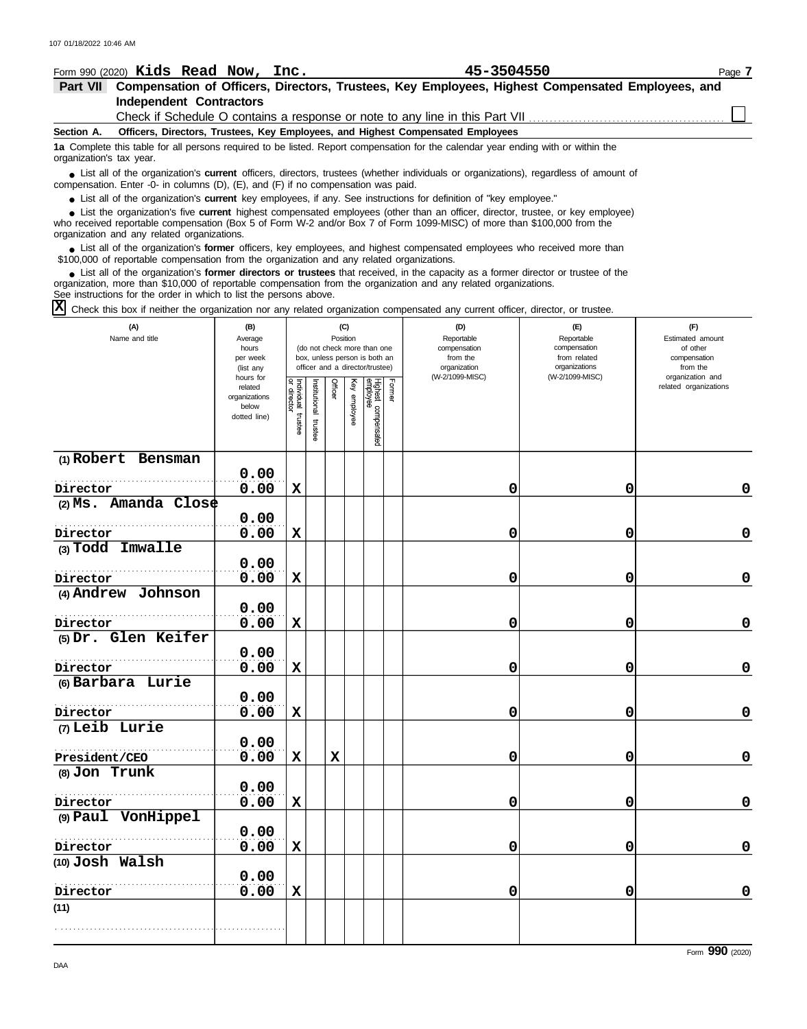Form 990 (2020) **Kids Read Now, Inc.** **45-3504550** Page 7

**Part VII Compensation of Officers, Directors, Trustees, Key Employees, Highest Compensated Employees, and Independent Contractors**

Check if Schedule O contains a response or note to any line in this Part VII ☐

**Section A. Officers, Directors, Trustees, Key Employees, and Highest Compensated Employees**

**1a** Complete this table for all persons required to be listed. Report compensation for the calendar year ending with or within the organization's tax year.

- List all of the organization's **current** officers, directors, trustees (whether individuals or organizations), regardless of amount of compensation. Enter -0- in columns (D), (E), and (F) if no compensation was paid.
- List all of the organization's **current** key employees, if any. See instructions for definition of "key employee."
- List the organization's five **current** highest compensated employees (other than an officer, director, trustee, or key employee) who received reportable compensation (Box 5 of Form W-2 and/or Box 7 of Form 1099-MISC) of more than $100,000 from the organization and any related organizations.
- List all of the organization's **former** officers, key employees, and highest compensated employees who received more than $100,000 of reportable compensation from the organization and any related organizations.
- List all of the organization's **former directors or trustees** that received, in the capacity as a former director or trustee of the organization, more than $10,000 of reportable compensation from the organization and any related organizations.

See instructions for the order in which to list the persons above.

☒ Check this box if neither the organization nor any related organization compensated any current officer, director, or trustee.

| (A) Name and title | (B) Average hours per week (list any hours for related organizations below dotted line) | (C) Position: Individual trustee or director | Institutional trustee | Officer | Key employee | Highest compensated employee | Former | (D) Reportable compensation from the organization (W-2/1099-MISC) | (E) Reportable compensation from related organizations (W-2/1099-MISC) | (F) Estimated amount of other compensation from the organization and related organizations |
|---|---|---|---|---|---|---|---|---|---|---|
| (1) Robert Bensman<br>Director | 0.00<br>0.00 | X | | | | | | 0 | 0 | 0 |
| (2) Ms. Amanda Close<br>Director | 0.00<br>0.00 | X | | | | | | 0 | 0 | 0 |
| (3) Todd Imwalle<br>Director | 0.00<br>0.00 | X | | | | | | 0 | 0 | 0 |
| (4) Andrew Johnson<br>Director | 0.00<br>0.00 | X | | | | | | 0 | 0 | 0 |
| (5) Dr. Glen Keifer<br>Director | 0.00<br>0.00 | X | | | | | | 0 | 0 | 0 |
| (6) Barbara Lurie<br>Director | 0.00<br>0.00 | X | | | | | | 0 | 0 | 0 |
| (7) Leib Lurie<br>President/CEO | 0.00<br>0.00 | X | | X | | | | 0 | 0 | 0 |
| (8) Jon Trunk<br>Director | 0.00<br>0.00 | X | | | | | | 0 | 0 | 0 |
| (9) Paul VonHippel<br>Director | 0.00<br>0.00 | X | | | | | | 0 | 0 | 0 |
| (10) Josh Walsh<br>Director | 0.00<br>0.00 | X | | | | | | 0 | 0 | 0 |
| (11) | | | | | | | | | | |

Form **990** (2020)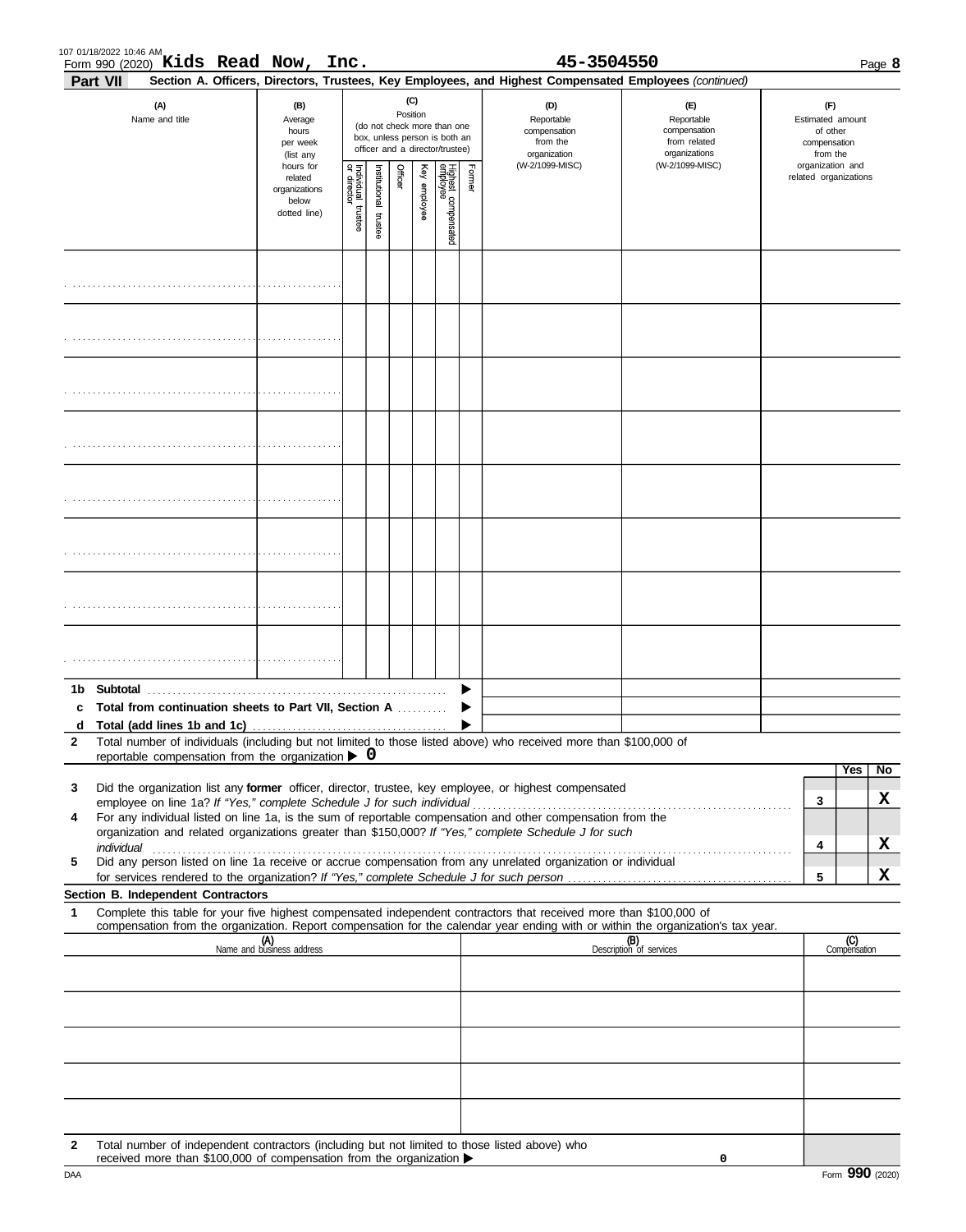Form 990 (2020) **Kids Read Now, Inc.** **45-3504550** Page **8**

**Part VII** **Section A. Officers, Directors, Trustees, Key Employees, and Highest Compensated Employees** *(continued)*

| (A) Name and title | (B) Average hours per week (list any hours for related organizations below dotted line) | (C) Position (do not check more than one box, unless person is both an officer and a director/trustee) — Individual trustee or director | Institutional trustee | Officer | Key employee | Highest compensated employee | Former | (D) Reportable compensation from the organization (W-2/1099-MISC) | (E) Reportable compensation from related organizations (W-2/1099-MISC) | (F) Estimated amount of other compensation from the organization and related organizations |
|---|---|---|---|---|---|---|---|---|---|---|
| | | | | | | | | | | |
| | | | | | | | | | | |
| | | | | | | | | | | |
| | | | | | | | | | | |
| | | | | | | | | | | |
| | | | | | | | | | | |
| | | | | | | | | | | |
| | | | | | | | | | | |

| | | | | |
|---|---|---|---|---|
| **1b** | **Subtotal** | | | |
| **c** | **Total from continuation sheets to Part VII, Section A** | | | |
| **d** | **Total (add lines 1b and 1c)** | | | |

**2** Total number of individuals (including but not limited to those listed above) who received more than $100,000 of reportable compensation from the organization ▶ 0

| | | | Yes | No |
|---|---|---|---|---|
| **3** | Did the organization list any **former** officer, director, trustee, key employee, or highest compensated employee on line 1a? *If "Yes," complete Schedule J for such individual* | 3 | | X |
| **4** | For any individual listed on line 1a, is the sum of reportable compensation and other compensation from the organization and related organizations greater than $150,000? *If "Yes," complete Schedule J for such individual* | 4 | | X |
| **5** | Did any person listed on line 1a receive or accrue compensation from any unrelated organization or individual for services rendered to the organization? *If "Yes," complete Schedule J for such person* | 5 | | X |

**Section B. Independent Contractors**

**1** Complete this table for your five highest compensated independent contractors that received more than $100,000 of compensation from the organization. Report compensation for the calendar year ending with or within the organization's tax year.

| (A) Name and business address | (B) Description of services | (C) Compensation |
|---|---|---|
| | | |
| | | |
| | | |
| | | |
| | | |

**2** Total number of independent contractors (including but not limited to those listed above) who received more than $100,000 of compensation from the organization ▶ 0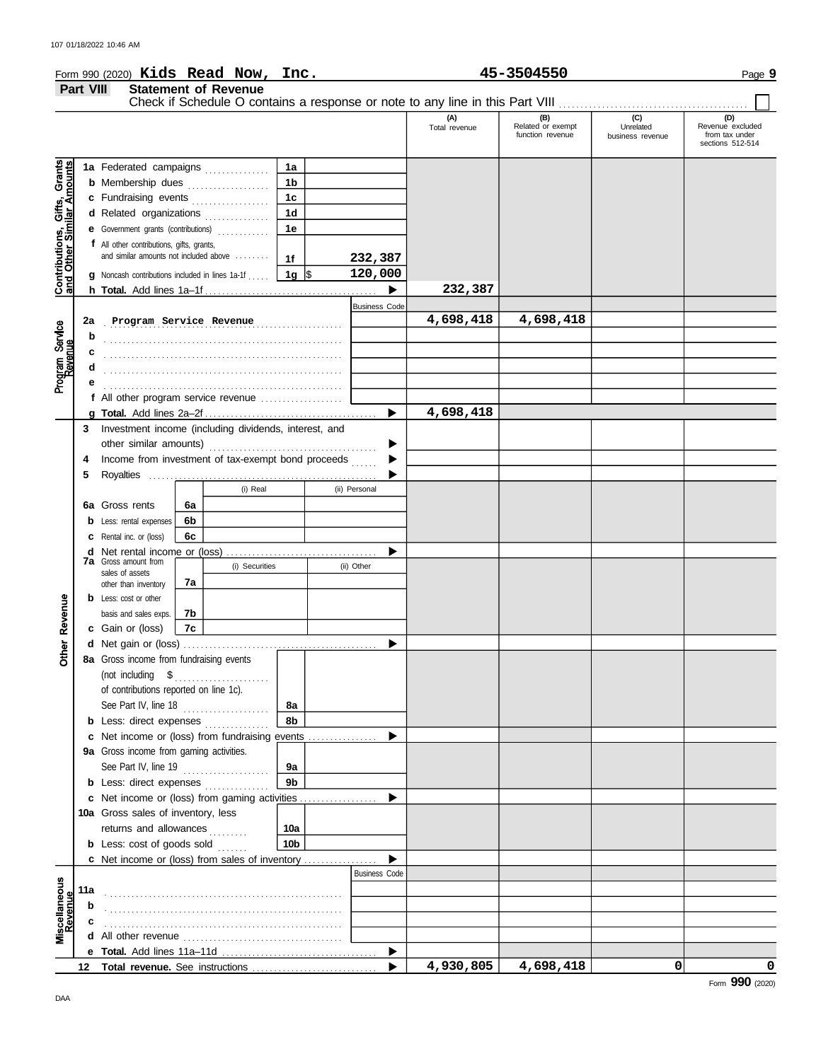Form 990 (2020) **Kids Read Now, Inc.** **45-3504550** Page **9**

## Part VIII Statement of Revenue

Check if Schedule O contains a response or note to any line in this Part VIII ☐

| | | | | (A) Total revenue | (B) Related or exempt function revenue | (C) Unrelated business revenue | (D) Revenue excluded from tax under sections 512-514 |
|---|---|---|---|---|---|---|---|
| **Contributions, Gifts, Grants and Other Similar Amounts** | 1a Federated campaigns | 1a | | | | | |
| | b Membership dues | 1b | | | | | |
| | c Fundraising events | 1c | | | | | |
| | d Related organizations | 1d | | | | | |
| | e Government grants (contributions) | 1e | | | | | |
| | f All other contributions, gifts, grants, and similar amounts not included above | 1f | 232,387 | | | | |
| | g Noncash contributions included in lines 1a-1f | 1g | $ 120,000 | | | | |
| | h **Total.** Add lines 1a–1f | | ▶ | 232,387 | | | |
| **Program Service Revenue** | | | Business Code | | | | |
| | 2a Program Service Revenue | | | 4,698,418 | 4,698,418 | | |
| | b | | | | | | |
| | c | | | | | | |
| | d | | | | | | |
| | e | | | | | | |
| | f All other program service revenue | | | | | | |
| | g **Total.** Add lines 2a–2f | | ▶ | 4,698,418 | | | |
| **Other Revenue** | 3 Investment income (including dividends, interest, and other similar amounts) | | ▶ | | | | |
| | 4 Income from investment of tax-exempt bond proceeds | | ▶ | | | | |
| | 5 Royalties | | ▶ | | | | |
| | | (i) Real | (ii) Personal | | | | |
| | 6a Gross rents (6a) | | | | | | |
| | b Less: rental expenses (6b) | | | | | | |
| | c Rental inc. or (loss) (6c) | | | | | | |
| | d Net rental income or (loss) | | ▶ | | | | |
| | | (i) Securities | (ii) Other | | | | |
| | 7a Gross amount from sales of assets other than inventory (7a) | | | | | | |
| | b Less: cost or other basis and sales exps. (7b) | | | | | | |
| | c Gain or (loss) (7c) | | | | | | |
| | d Net gain or (loss) | | ▶ | | | | |
| | 8a Gross income from fundraising events (not including $ of contributions reported on line 1c). See Part IV, line 18 | 8a | | | | | |
| | b Less: direct expenses | 8b | | | | | |
| | c Net income or (loss) from fundraising events | | ▶ | | | | |
| | 9a Gross income from gaming activities. See Part IV, line 19 | 9a | | | | | |
| | b Less: direct expenses | 9b | | | | | |
| | c Net income or (loss) from gaming activities | | ▶ | | | | |
| | 10a Gross sales of inventory, less returns and allowances | 10a | | | | | |
| | b Less: cost of goods sold | 10b | | | | | |
| | c Net income or (loss) from sales of inventory | | ▶ | | | | |
| **Miscellaneous Revenue** | | | Business Code | | | | |
| | 11a | | | | | | |
| | b | | | | | | |
| | c | | | | | | |
| | d All other revenue | | | | | | |
| | e **Total.** Add lines 11a–11d | | ▶ | | | | |
| | 12 **Total revenue.** See instructions | | ▶ | 4,930,805 | 4,698,418 | 0 | 0 |

Form **990** (2020)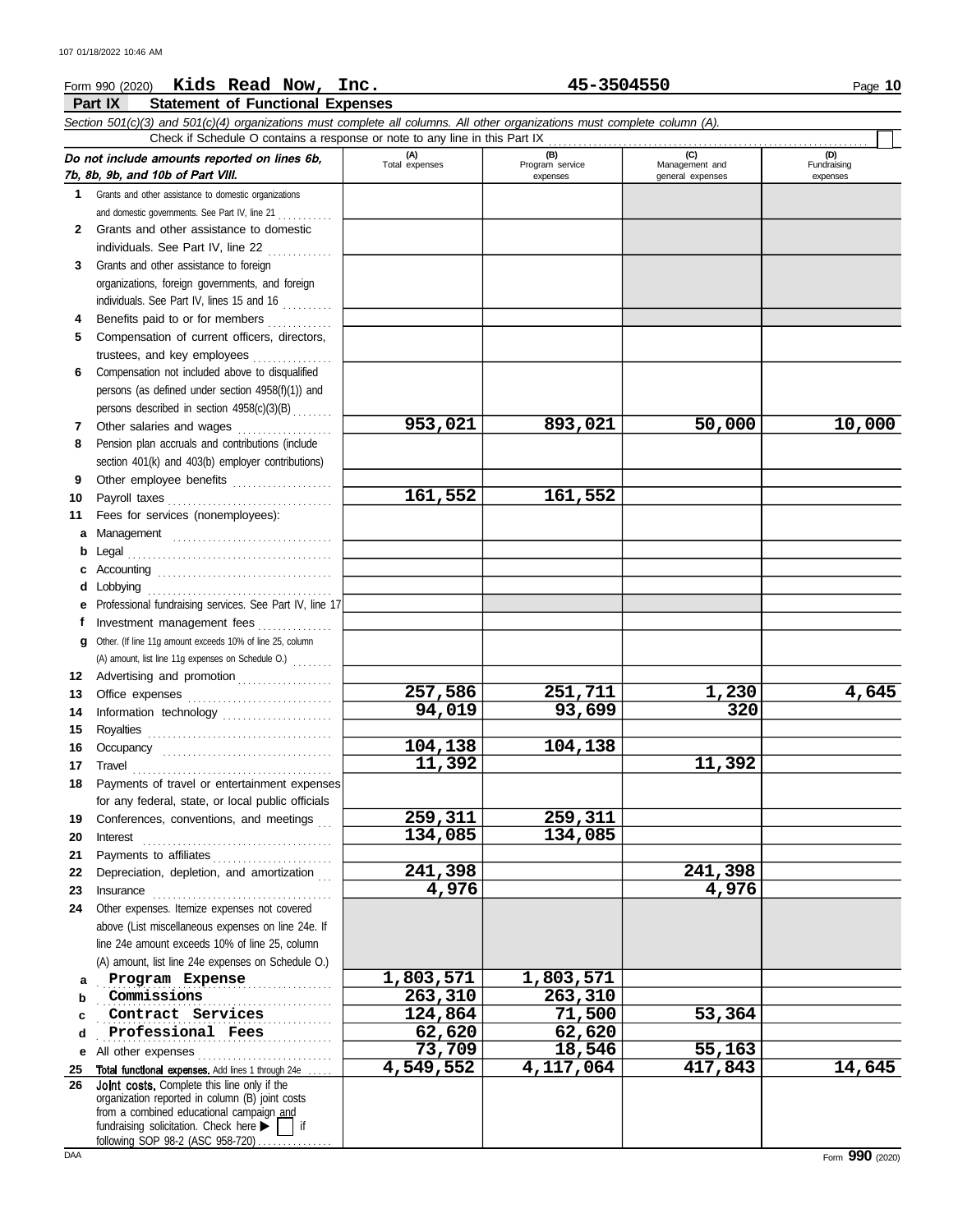Form 990 (2020) **Kids Read Now, Inc.** **45-3504550** Page **10**

## Part IX Statement of Functional Expenses

*Section 501(c)(3) and 501(c)(4) organizations must complete all columns. All other organizations must complete column (A).*

Check if Schedule O contains a response or note to any line in this Part IX ☐

| *Do not include amounts reported on lines 6b, 7b, 8b, 9b, and 10b of Part VIII.* | (A) Total expenses | (B) Program service expenses | (C) Management and general expenses | (D) Fundraising expenses |
|---|---|---|---|---|
| 1 Grants and other assistance to domestic organizations and domestic governments. See Part IV, line 21 | | | | |
| 2 Grants and other assistance to domestic individuals. See Part IV, line 22 | | | | |
| 3 Grants and other assistance to foreign organizations, foreign governments, and foreign individuals. See Part IV, lines 15 and 16 | | | | |
| 4 Benefits paid to or for members | | | | |
| 5 Compensation of current officers, directors, trustees, and key employees | | | | |
| 6 Compensation not included above to disqualified persons (as defined under section 4958(f)(1)) and persons described in section 4958(c)(3)(B) | | | | |
| 7 Other salaries and wages | 953,021 | 893,021 | 50,000 | 10,000 |
| 8 Pension plan accruals and contributions (include section 401(k) and 403(b) employer contributions) | | | | |
| 9 Other employee benefits | | | | |
| 10 Payroll taxes | 161,552 | 161,552 | | |
| 11 Fees for services (nonemployees): | | | | |
| a Management | | | | |
| b Legal | | | | |
| c Accounting | | | | |
| d Lobbying | | | | |
| e Professional fundraising services. See Part IV, line 17 | | | | |
| f Investment management fees | | | | |
| g Other. (If line 11g amount exceeds 10% of line 25, column (A) amount, list line 11g expenses on Schedule O.) | | | | |
| 12 Advertising and promotion | | | | |
| 13 Office expenses | 257,586 | 251,711 | 1,230 | 4,645 |
| 14 Information technology | 94,019 | 93,699 | 320 | |
| 15 Royalties | | | | |
| 16 Occupancy | 104,138 | 104,138 | | |
| 17 Travel | 11,392 | | 11,392 | |
| 18 Payments of travel or entertainment expenses for any federal, state, or local public officials | | | | |
| 19 Conferences, conventions, and meetings | 259,311 | 259,311 | | |
| 20 Interest | 134,085 | 134,085 | | |
| 21 Payments to affiliates | | | | |
| 22 Depreciation, depletion, and amortization | 241,398 | | 241,398 | |
| 23 Insurance | 4,976 | | 4,976 | |
| 24 Other expenses. Itemize expenses not covered above (List miscellaneous expenses on line 24e. If line 24e amount exceeds 10% of line 25, column (A) amount, list line 24e expenses on Schedule O.) | | | | |
| a Program Expense | 1,803,571 | 1,803,571 | | |
| b Commissions | 263,310 | 263,310 | | |
| c Contract Services | 124,864 | 71,500 | 53,364 | |
| d Professional Fees | 62,620 | 62,620 | | |
| e All other expenses | 73,709 | 18,546 | 55,163 | |
| 25 **Total functional expenses.** Add lines 1 through 24e | 4,549,552 | 4,117,064 | 417,843 | 14,645 |
| 26 **Joint costs.** Complete this line only if the organization reported in column (B) joint costs from a combined educational campaign and fundraising solicitation. Check here ▶ ☐ if following SOP 98-2 (ASC 958-720) | | | | |

Form **990** (2020)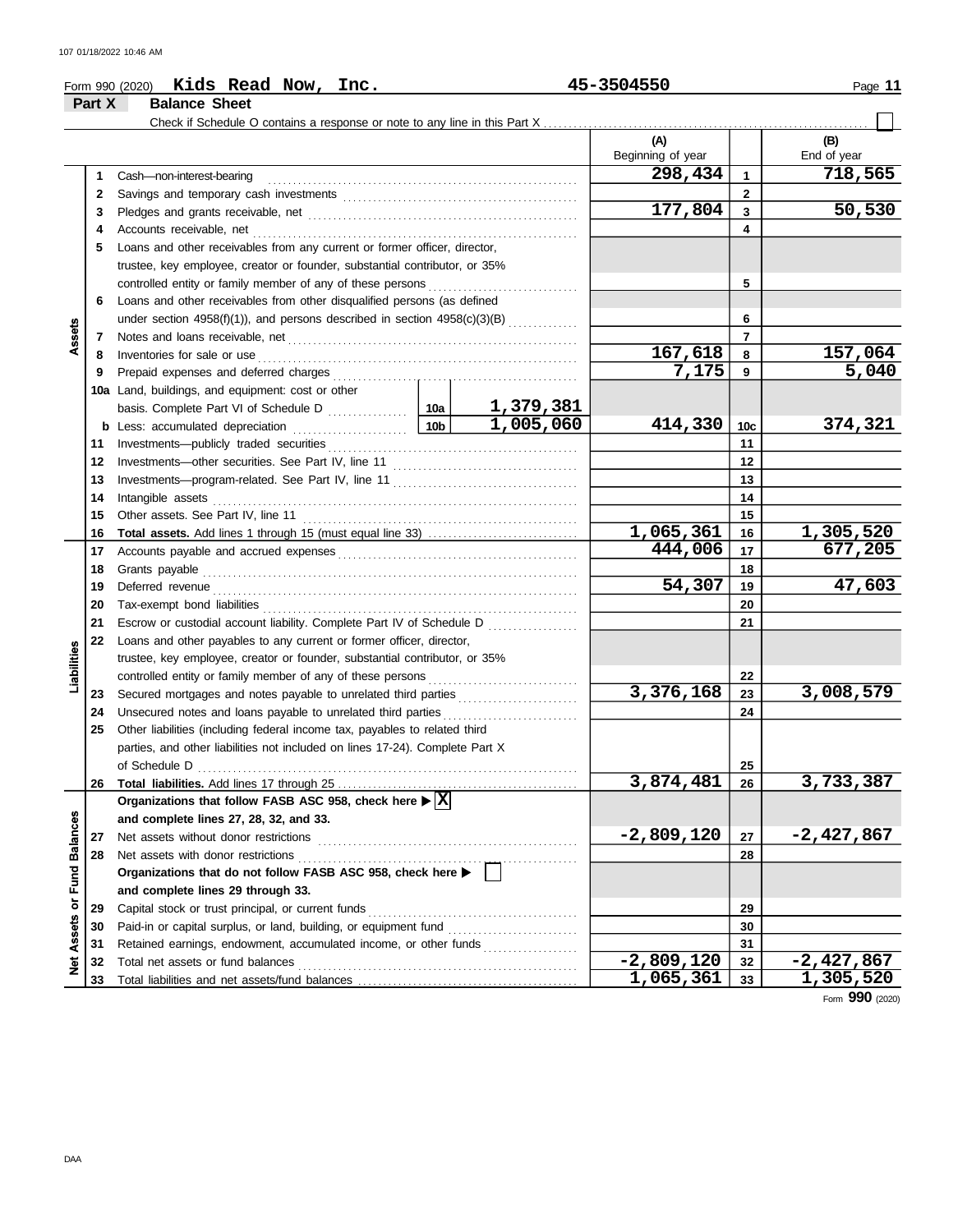Form 990 (2020) **Kids Read Now, Inc.** **45-3504550**

**Part X Balance Sheet**

Check if Schedule O contains a response or note to any line in this Part X . . . . . . . ☐

| | | | | | (A) Beginning of year | | (B) End of year |
|---|---|---|---|---|---|---|---|
| **Assets** | 1 | Cash—non-interest-bearing | | | 298,434 | 1 | 718,565 |
| | 2 | Savings and temporary cash investments | | | | 2 | |
| | 3 | Pledges and grants receivable, net | | | 177,804 | 3 | 50,530 |
| | 4 | Accounts receivable, net | | | | 4 | |
| | 5 | Loans and other receivables from any current or former officer, director, trustee, key employee, creator or founder, substantial contributor, or 35% controlled entity or family member of any of these persons | | | | 5 | |
| | 6 | Loans and other receivables from other disqualified persons (as defined under section 4958(f)(1)), and persons described in section 4958(c)(3)(B) | | | | 6 | |
| | 7 | Notes and loans receivable, net | | | | 7 | |
| | 8 | Inventories for sale or use | | | 167,618 | 8 | 157,064 |
| | 9 | Prepaid expenses and deferred charges | | | 7,175 | 9 | 5,040 |
| | 10a | Land, buildings, and equipment: cost or other basis. Complete Part VI of Schedule D | 10a | 1,379,381 | | | |
| | b | Less: accumulated depreciation | 10b | 1,005,060 | 414,330 | 10c | 374,321 |
| | 11 | Investments—publicly traded securities | | | | 11 | |
| | 12 | Investments—other securities. See Part IV, line 11 | | | | 12 | |
| | 13 | Investments—program-related. See Part IV, line 11 | | | | 13 | |
| | 14 | Intangible assets | | | | 14 | |
| | 15 | Other assets. See Part IV, line 11 | | | | 15 | |
| | 16 | **Total assets.** Add lines 1 through 15 (must equal line 33) | | | 1,065,361 | 16 | 1,305,520 |
| **Liabilities** | 17 | Accounts payable and accrued expenses | | | 444,006 | 17 | 677,205 |
| | 18 | Grants payable | | | | 18 | |
| | 19 | Deferred revenue | | | 54,307 | 19 | 47,603 |
| | 20 | Tax-exempt bond liabilities | | | | 20 | |
| | 21 | Escrow or custodial account liability. Complete Part IV of Schedule D | | | | 21 | |
| | 22 | Loans and other payables to any current or former officer, director, trustee, key employee, creator or founder, substantial contributor, or 35% controlled entity or family member of any of these persons | | | | 22 | |
| | 23 | Secured mortgages and notes payable to unrelated third parties | | | 3,376,168 | 23 | 3,008,579 |
| | 24 | Unsecured notes and loans payable to unrelated third parties | | | | 24 | |
| | 25 | Other liabilities (including federal income tax, payables to related third parties, and other liabilities not included on lines 17-24). Complete Part X of Schedule D | | | | 25 | |
| | 26 | **Total liabilities.** Add lines 17 through 25 | | | 3,874,481 | 26 | 3,733,387 |
| **Net Assets or Fund Balances** | | **Organizations that follow FASB ASC 958, check here ▶ ☒ and complete lines 27, 28, 32, and 33.** | | | | | |
| | 27 | Net assets without donor restrictions | | | -2,809,120 | 27 | -2,427,867 |
| | 28 | Net assets with donor restrictions | | | | 28 | |
| | | **Organizations that do not follow FASB ASC 958, check here ▶ ☐ and complete lines 29 through 33.** | | | | | |
| | 29 | Capital stock or trust principal, or current funds | | | | 29 | |
| | 30 | Paid-in or capital surplus, or land, building, or equipment fund | | | | 30 | |
| | 31 | Retained earnings, endowment, accumulated income, or other funds | | | | 31 | |
| | 32 | Total net assets or fund balances | | | -2,809,120 | 32 | -2,427,867 |
| | 33 | Total liabilities and net assets/fund balances | | | 1,065,361 | 33 | 1,305,520 |

Form **990** (2020)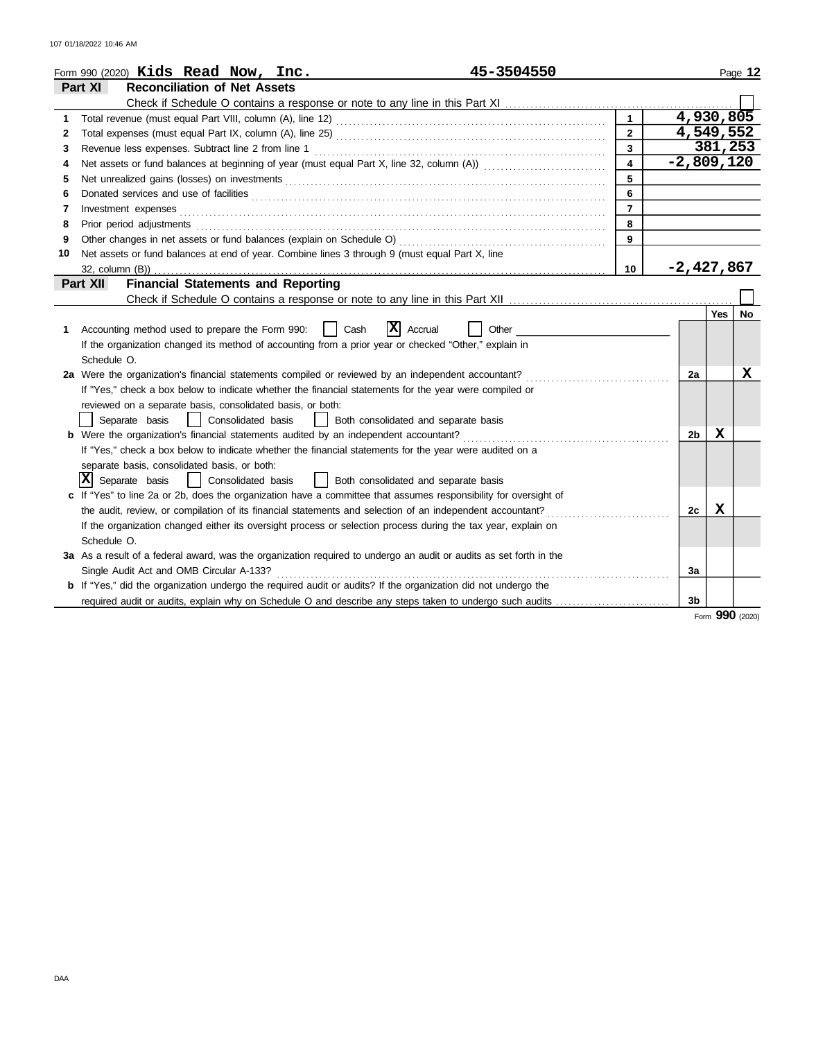Form 990 (2020) **Kids Read Now, Inc.** **45-3504550** Page **12**

## Part XI Reconciliation of Net Assets

Check if Schedule O contains a response or note to any line in this Part XI ☐

| | | | |
|---|---|---|---|
| 1 | Total revenue (must equal Part VIII, column (A), line 12) | 1 | 4,930,805 |
| 2 | Total expenses (must equal Part IX, column (A), line 25) | 2 | 4,549,552 |
| 3 | Revenue less expenses. Subtract line 2 from line 1 | 3 | 381,253 |
| 4 | Net assets or fund balances at beginning of year (must equal Part X, line 32, column (A)) | 4 | -2,809,120 |
| 5 | Net unrealized gains (losses) on investments | 5 | |
| 6 | Donated services and use of facilities | 6 | |
| 7 | Investment expenses | 7 | |
| 8 | Prior period adjustments | 8 | |
| 9 | Other changes in net assets or fund balances (explain on Schedule O) | 9 | |
| 10 | Net assets or fund balances at end of year. Combine lines 3 through 9 (must equal Part X, line 32, column (B)) | 10 | -2,427,867 |

## Part XII Financial Statements and Reporting

Check if Schedule O contains a response or note to any line in this Part XII ☐

| | | | Yes | No |
|---|---|---|---|---|
| 1 | Accounting method used to prepare the Form 990: ☐ Cash ☒ Accrual ☐ Other<br>If the organization changed its method of accounting from a prior year or checked "Other," explain in Schedule O. | | | |
| 2a | Were the organization's financial statements compiled or reviewed by an independent accountant?<br>If "Yes," check a box below to indicate whether the financial statements for the year were compiled or reviewed on a separate basis, consolidated basis, or both:<br>☐ Separate basis ☐ Consolidated basis ☐ Both consolidated and separate basis | 2a | | X |
| b | Were the organization's financial statements audited by an independent accountant?<br>If "Yes," check a box below to indicate whether the financial statements for the year were audited on a separate basis, consolidated basis, or both:<br>☒ Separate basis ☐ Consolidated basis ☐ Both consolidated and separate basis | 2b | X | |
| c | If "Yes" to line 2a or 2b, does the organization have a committee that assumes responsibility for oversight of the audit, review, or compilation of its financial statements and selection of an independent accountant?<br>If the organization changed either its oversight process or selection process during the tax year, explain on Schedule O. | 2c | X | |
| 3a | As a result of a federal award, was the organization required to undergo an audit or audits as set forth in the Single Audit Act and OMB Circular A-133? | 3a | | |
| b | If "Yes," did the organization undergo the required audit or audits? If the organization did not undergo the required audit or audits, explain why on Schedule O and describe any steps taken to undergo such audits | 3b | | |

Form **990** (2020)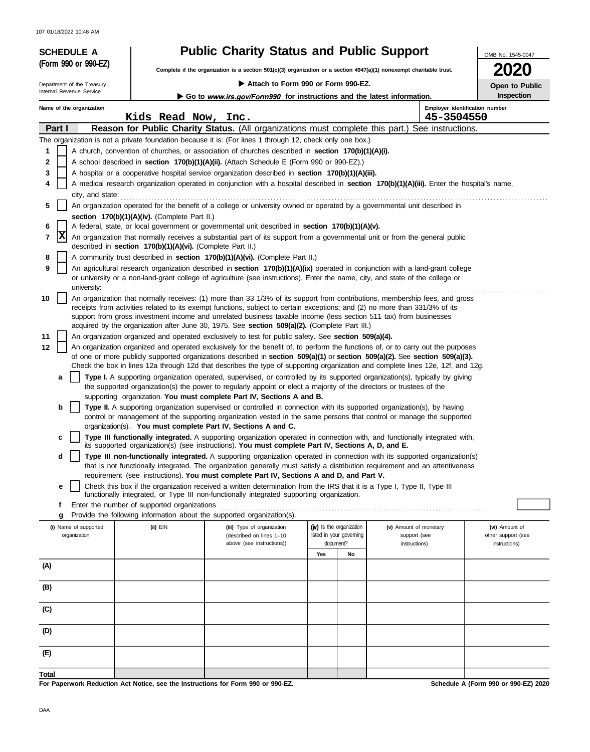**SCHEDULE A**
**(Form 990 or 990-EZ)**

Department of the Treasury
Internal Revenue Service

# Public Charity Status and Public Support

**Complete if the organization is a section 501(c)(3) organization or a section 4947(a)(1) nonexempt charitable trust.**

▶ **Attach to Form 990 or Form 990-EZ.**

▶ **Go to *www.irs.gov/Form990* for instructions and the latest information.**

OMB No. 1545-0047

**2020**

**Open to Public Inspection**

**Name of the organization:** Kids Read Now, Inc.

**Employer identification number:** 45-3504550

## Part I Reason for Public Charity Status. (All organizations must complete this part.) See instructions.

The organization is not a private foundation because it is: (For lines 1 through 12, check only one box.)

1. [ ] A church, convention of churches, or association of churches described in **section 170(b)(1)(A)(i).**
2. [ ] A school described in **section 170(b)(1)(A)(ii).** (Attach Schedule E (Form 990 or 990-EZ).)
3. [ ] A hospital or a cooperative hospital service organization described in **section 170(b)(1)(A)(iii).**
4. [ ] A medical research organization operated in conjunction with a hospital described in **section 170(b)(1)(A)(iii).** Enter the hospital's name, city, and state: ..........
5. [ ] An organization operated for the benefit of a college or university owned or operated by a governmental unit described in **section 170(b)(1)(A)(iv).** (Complete Part II.)
6. [ ] A federal, state, or local government or governmental unit described in **section 170(b)(1)(A)(v).**
7. [X] An organization that normally receives a substantial part of its support from a governmental unit or from the general public described in **section 170(b)(1)(A)(vi).** (Complete Part II.)
8. [ ] A community trust described in **section 170(b)(1)(A)(vi).** (Complete Part II.)
9. [ ] An agricultural research organization described in **section 170(b)(1)(A)(ix)** operated in conjunction with a land-grant college or university or a non-land-grant college of agriculture (see instructions). Enter the name, city, and state of the college or university: ..........
10. [ ] An organization that normally receives: (1) more than 33 1/3% of its support from contributions, membership fees, and gross receipts from activities related to its exempt functions, subject to certain exceptions; and (2) no more than 331/3% of its support from gross investment income and unrelated business taxable income (less section 511 tax) from businesses acquired by the organization after June 30, 1975. See **section 509(a)(2).** (Complete Part III.)
11. [ ] An organization organized and operated exclusively to test for public safety. See **section 509(a)(4).**
12. [ ] An organization organized and operated exclusively for the benefit of, to perform the functions of, or to carry out the purposes of one or more publicly supported organizations described in **section 509(a)(1)** or **section 509(a)(2).** See **section 509(a)(3).** Check the box in lines 12a through 12d that describes the type of supporting organization and complete lines 12e, 12f, and 12g.
   - **a** [ ] **Type I.** A supporting organization operated, supervised, or controlled by its supported organization(s), typically by giving the supported organization(s) the power to regularly appoint or elect a majority of the directors or trustees of the supporting organization. **You must complete Part IV, Sections A and B.**
   - **b** [ ] **Type II.** A supporting organization supervised or controlled in connection with its supported organization(s), by having control or management of the supporting organization vested in the same persons that control or manage the supported organization(s). **You must complete Part IV, Sections A and C.**
   - **c** [ ] **Type III functionally integrated.** A supporting organization operated in connection with, and functionally integrated with, its supported organization(s) (see instructions). **You must complete Part IV, Sections A, D, and E.**
   - **d** [ ] **Type III non-functionally integrated.** A supporting organization operated in connection with its supported organization(s) that is not functionally integrated. The organization generally must satisfy a distribution requirement and an attentiveness requirement (see instructions). **You must complete Part IV, Sections A and D, and Part V.**
   - **e** [ ] Check this box if the organization received a written determination from the IRS that it is a Type I, Type II, Type III functionally integrated, or Type III non-functionally integrated supporting organization.
   - **f** Enter the number of supported organizations ..........
   - **g** Provide the following information about the supported organization(s).

| (i) Name of supported organization | (ii) EIN | (iii) Type of organization (described on lines 1–10 above (see instructions)) | (iv) Is the organization listed in your governing document? | | (v) Amount of monetary support (see instructions) | (vi) Amount of other support (see instructions) |
|---|---|---|---|---|---|---|
| | | | Yes | No | | |
| (A) | | | | | | |
| (B) | | | | | | |
| (C) | | | | | | |
| (D) | | | | | | |
| (E) | | | | | | |
| Total | | | | | | |

**For Paperwork Reduction Act Notice, see the Instructions for Form 990 or 990-EZ.**

**Schedule A (Form 990 or 990-EZ) 2020**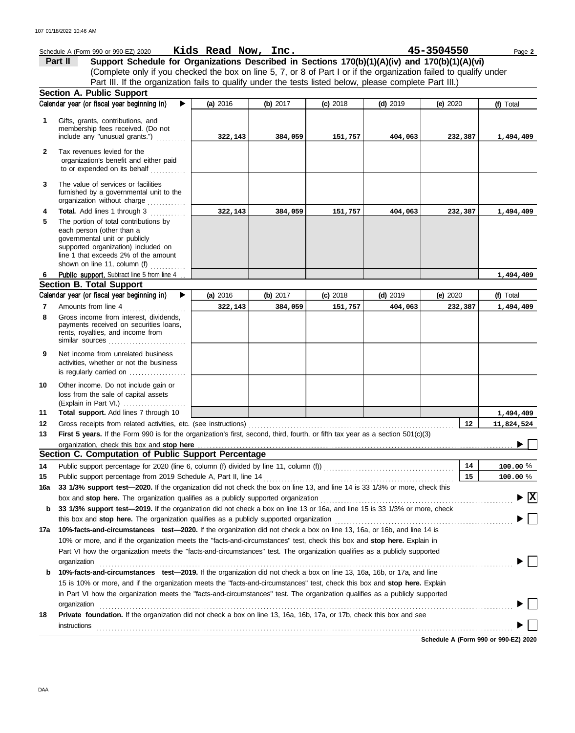Schedule A (Form 990 or 990-EZ) 2020 **Kids Read Now, Inc.** **45-3504550** Page 2

**Part II** **Support Schedule for Organizations Described in Sections 170(b)(1)(A)(iv) and 170(b)(1)(A)(vi)**
(Complete only if you checked the box on line 5, 7, or 8 of Part I or if the organization failed to qualify under Part III. If the organization fails to qualify under the tests listed below, please complete Part III.)

**Section A. Public Support**

| | Calendar year (or fiscal year beginning in) ▶ | (a) 2016 | (b) 2017 | (c) 2018 | (d) 2019 | (e) 2020 | (f) Total |
|---|---|---|---|---|---|---|---|
| 1 | Gifts, grants, contributions, and membership fees received. (Do not include any "unusual grants.") | 322,143 | 384,059 | 151,757 | 404,063 | 232,387 | 1,494,409 |
| 2 | Tax revenues levied for the organization's benefit and either paid to or expended on its behalf | | | | | | |
| 3 | The value of services or facilities furnished by a governmental unit to the organization without charge | | | | | | |
| 4 | **Total.** Add lines 1 through 3 | 322,143 | 384,059 | 151,757 | 404,063 | 232,387 | 1,494,409 |
| 5 | The portion of total contributions by each person (other than a governmental unit or publicly supported organization) included on line 1 that exceeds 2% of the amount shown on line 11, column (f) | | | | | | |
| 6 | **Public support.** Subtract line 5 from line 4 | | | | | | 1,494,409 |

**Section B. Total Support**

| | Calendar year (or fiscal year beginning in) ▶ | (a) 2016 | (b) 2017 | (c) 2018 | (d) 2019 | (e) 2020 | (f) Total |
|---|---|---|---|---|---|---|---|
| 7 | Amounts from line 4 | 322,143 | 384,059 | 151,757 | 404,063 | 232,387 | 1,494,409 |
| 8 | Gross income from interest, dividends, payments received on securities loans, rents, royalties, and income from similar sources | | | | | | |
| 9 | Net income from unrelated business activities, whether or not the business is regularly carried on | | | | | | |
| 10 | Other income. Do not include gain or loss from the sale of capital assets (Explain in Part VI.) | | | | | | |
| 11 | **Total support.** Add lines 7 through 10 | | | | | | 1,494,409 |

| | | | |
|---|---|---|---|
| 12 | Gross receipts from related activities, etc. (see instructions) | 12 | 11,824,524 |
| 13 | **First 5 years.** If the Form 990 is for the organization's first, second, third, fourth, or fifth tax year as a section 501(c)(3) organization, check this box and **stop here** | | ☐ |

**Section C. Computation of Public Support Percentage**

| | | | |
|---|---|---|---|
| 14 | Public support percentage for 2020 (line 6, column (f) divided by line 11, column (f)) | 14 | 100.00 % |
| 15 | Public support percentage from 2019 Schedule A, Part II, line 14 | 15 | 100.00 % |

**16a** **33 1/3% support test—2020.** If the organization did not check the box on line 13, and line 14 is 33 1/3% or more, check this box and **stop here.** The organization qualifies as a publicly supported organization ▶ ☒

**b** **33 1/3% support test—2019.** If the organization did not check a box on line 13 or 16a, and line 15 is 33 1/3% or more, check this box and **stop here.** The organization qualifies as a publicly supported organization ▶ ☐

**17a** **10%-facts-and-circumstances test—2020.** If the organization did not check a box on line 13, 16a, or 16b, and line 14 is 10% or more, and if the organization meets the "facts-and-circumstances" test, check this box and **stop here.** Explain in Part VI how the organization meets the "facts-and-circumstances" test. The organization qualifies as a publicly supported organization ▶ ☐

**b** **10%-facts-and-circumstances test—2019.** If the organization did not check a box on line 13, 16a, 16b, or 17a, and line 15 is 10% or more, and if the organization meets the "facts-and-circumstances" test, check this box and **stop here.** Explain in Part VI how the organization meets the "facts-and-circumstances" test. The organization qualifies as a publicly supported organization ▶ ☐

**18** **Private foundation.** If the organization did not check a box on line 13, 16a, 16b, 17a, or 17b, check this box and see instructions ▶ ☐

**Schedule A (Form 990 or 990-EZ) 2020**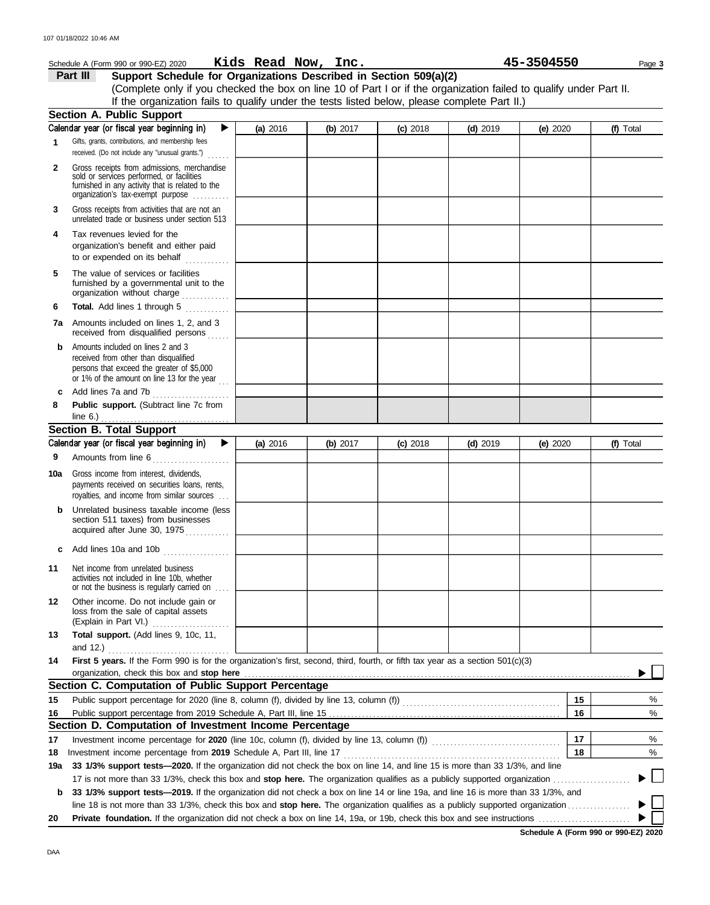Schedule A (Form 990 or 990-EZ) 2020 **Kids Read Now, Inc.** **45-3504550**

## Part III Support Schedule for Organizations Described in Section 509(a)(2)

(Complete only if you checked the box on line 10 of Part I or if the organization failed to qualify under Part II. If the organization fails to qualify under the tests listed below, please complete Part II.)

### Section A. Public Support

| Calendar year (or fiscal year beginning in) ▶ | (a) 2016 | (b) 2017 | (c) 2018 | (d) 2019 | (e) 2020 | (f) Total |
|---|---|---|---|---|---|---|
| **1** Gifts, grants, contributions, and membership fees received. (Do not include any "unusual grants.") | | | | | | |
| **2** Gross receipts from admissions, merchandise sold or services performed, or facilities furnished in any activity that is related to the organization's tax-exempt purpose | | | | | | |
| **3** Gross receipts from activities that are not an unrelated trade or business under section 513 | | | | | | |
| **4** Tax revenues levied for the organization's benefit and either paid to or expended on its behalf | | | | | | |
| **5** The value of services or facilities furnished by a governmental unit to the organization without charge | | | | | | |
| **6** **Total.** Add lines 1 through 5 | | | | | | |
| **7a** Amounts included on lines 1, 2, and 3 received from disqualified persons | | | | | | |
| **b** Amounts included on lines 2 and 3 received from other than disqualified persons that exceed the greater of $5,000 or 1% of the amount on line 13 for the year | | | | | | |
| **c** Add lines 7a and 7b | | | | | | |
| **8** **Public support.** (Subtract line 7c from line 6.) | | | | | | |

### Section B. Total Support

| Calendar year (or fiscal year beginning in) ▶ | (a) 2016 | (b) 2017 | (c) 2018 | (d) 2019 | (e) 2020 | (f) Total |
|---|---|---|---|---|---|---|
| **9** Amounts from line 6 | | | | | | |
| **10a** Gross income from interest, dividends, payments received on securities loans, rents, royalties, and income from similar sources | | | | | | |
| **b** Unrelated business taxable income (less section 511 taxes) from businesses acquired after June 30, 1975 | | | | | | |
| **c** Add lines 10a and 10b | | | | | | |
| **11** Net income from unrelated business activities not included in line 10b, whether or not the business is regularly carried on | | | | | | |
| **12** Other income. Do not include gain or loss from the sale of capital assets (Explain in Part VI.) | | | | | | |
| **13** **Total support.** (Add lines 9, 10c, 11, and 12.) | | | | | | |

**14** **First 5 years.** If the Form 990 is for the organization's first, second, third, fourth, or fifth tax year as a section 501(c)(3) organization, check this box and **stop here** ▶ ☐

### Section C. Computation of Public Support Percentage

| | | | |
|---|---|---|---|
| **15** | Public support percentage for 2020 (line 8, column (f), divided by line 13, column (f)) | 15 | % |
| **16** | Public support percentage from 2019 Schedule A, Part III, line 15 | 16 | % |

### Section D. Computation of Investment Income Percentage

| | | | |
|---|---|---|---|
| **17** | Investment income percentage for **2020** (line 10c, column (f), divided by line 13, column (f)) | 17 | % |
| **18** | Investment income percentage from **2019** Schedule A, Part III, line 17 | 18 | % |

**19a** **33 1/3% support tests—2020.** If the organization did not check the box on line 14, and line 15 is more than 33 1/3%, and line 17 is not more than 33 1/3%, check this box and **stop here.** The organization qualifies as a publicly supported organization ▶ ☐

**b** **33 1/3% support tests—2019.** If the organization did not check a box on line 14 or line 19a, and line 16 is more than 33 1/3%, and line 18 is not more than 33 1/3%, check this box and **stop here.** The organization qualifies as a publicly supported organization ▶ ☐

**20** **Private foundation.** If the organization did not check a box on line 14, 19a, or 19b, check this box and see instructions ▶ ☐

**Schedule A (Form 990 or 990-EZ) 2020**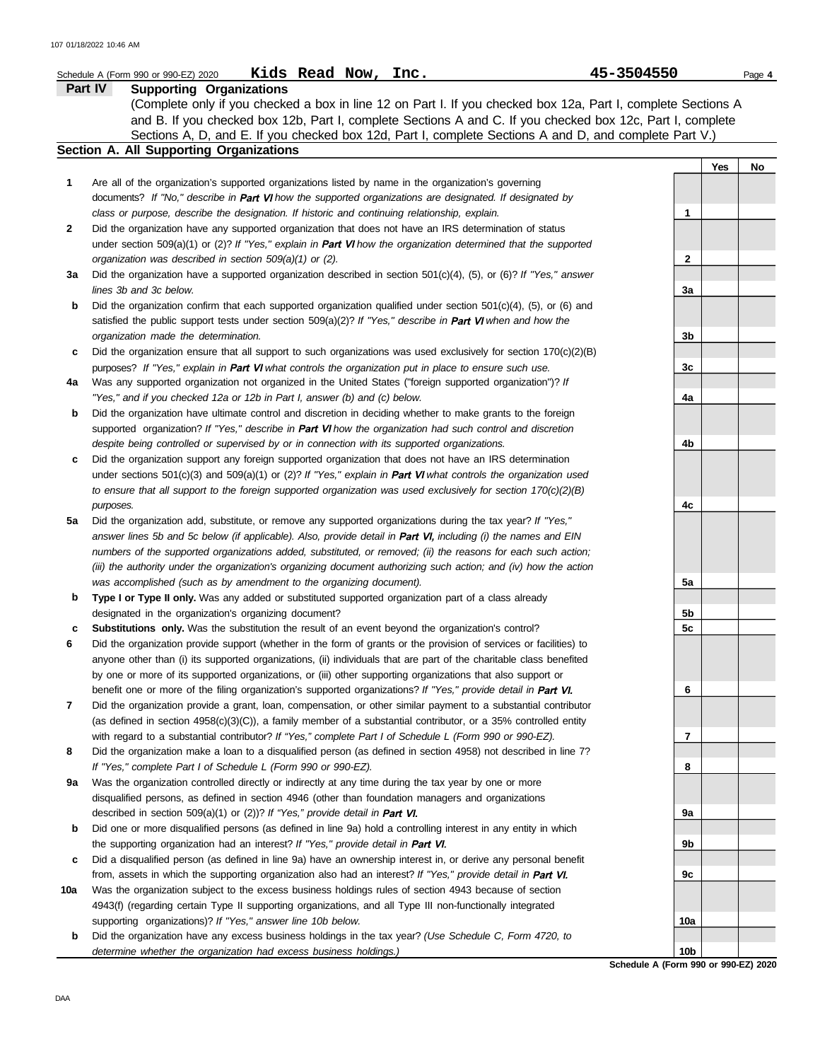Schedule A (Form 990 or 990-EZ) 2020 **Kids Read Now, Inc.** **45-3504550**

## Part IV Supporting Organizations

(Complete only if you checked a box in line 12 on Part I. If you checked box 12a, Part I, complete Sections A and B. If you checked box 12b, Part I, complete Sections A and C. If you checked box 12c, Part I, complete Sections A, D, and E. If you checked box 12d, Part I, complete Sections A and D, and complete Part V.)

### Section A. All Supporting Organizations

| | | | Yes | No |
|---|---|---|---|---|
| **1** | Are all of the organization's supported organizations listed by name in the organization's governing documents? *If "No," describe in **Part VI** how the supported organizations are designated. If designated by class or purpose, describe the designation. If historic and continuing relationship, explain.* | 1 | | |
| **2** | Did the organization have any supported organization that does not have an IRS determination of status under section 509(a)(1) or (2)? *If "Yes," explain in **Part VI** how the organization determined that the supported organization was described in section 509(a)(1) or (2).* | 2 | | |
| **3a** | Did the organization have a supported organization described in section 501(c)(4), (5), or (6)? *If "Yes," answer lines 3b and 3c below.* | 3a | | |
| **b** | Did the organization confirm that each supported organization qualified under section 501(c)(4), (5), or (6) and satisfied the public support tests under section 509(a)(2)? *If "Yes," describe in **Part VI** when and how the organization made the determination.* | 3b | | |
| **c** | Did the organization ensure that all support to such organizations was used exclusively for section 170(c)(2)(B) purposes? *If "Yes," explain in **Part VI** what controls the organization put in place to ensure such use.* | 3c | | |
| **4a** | Was any supported organization not organized in the United States ("foreign supported organization")? *If "Yes," and if you checked 12a or 12b in Part I, answer (b) and (c) below.* | 4a | | |
| **b** | Did the organization have ultimate control and discretion in deciding whether to make grants to the foreign supported organization? *If "Yes," describe in **Part VI** how the organization had such control and discretion despite being controlled or supervised by or in connection with its supported organizations.* | 4b | | |
| **c** | Did the organization support any foreign supported organization that does not have an IRS determination under sections 501(c)(3) and 509(a)(1) or (2)? *If "Yes," explain in **Part VI** what controls the organization used to ensure that all support to the foreign supported organization was used exclusively for section 170(c)(2)(B) purposes.* | 4c | | |
| **5a** | Did the organization add, substitute, or remove any supported organizations during the tax year? *If "Yes," answer lines 5b and 5c below (if applicable). Also, provide detail in **Part VI,** including (i) the names and EIN numbers of the supported organizations added, substituted, or removed; (ii) the reasons for each such action; (iii) the authority under the organization's organizing document authorizing such action; and (iv) how the action was accomplished (such as by amendment to the organizing document).* | 5a | | |
| **b** | **Type I or Type II only.** Was any added or substituted supported organization part of a class already designated in the organization's organizing document? | 5b | | |
| **c** | **Substitutions only.** Was the substitution the result of an event beyond the organization's control? | 5c | | |
| **6** | Did the organization provide support (whether in the form of grants or the provision of services or facilities) to anyone other than (i) its supported organizations, (ii) individuals that are part of the charitable class benefited by one or more of its supported organizations, or (iii) other supporting organizations that also support or benefit one or more of the filing organization's supported organizations? *If "Yes," provide detail in **Part VI.*** | 6 | | |
| **7** | Did the organization provide a grant, loan, compensation, or other similar payment to a substantial contributor (as defined in section 4958(c)(3)(C)), a family member of a substantial contributor, or a 35% controlled entity with regard to a substantial contributor? *If "Yes," complete Part I of Schedule L (Form 990 or 990-EZ).* | 7 | | |
| **8** | Did the organization make a loan to a disqualified person (as defined in section 4958) not described in line 7? *If "Yes," complete Part I of Schedule L (Form 990 or 990-EZ).* | 8 | | |
| **9a** | Was the organization controlled directly or indirectly at any time during the tax year by one or more disqualified persons, as defined in section 4946 (other than foundation managers and organizations described in section 509(a)(1) or (2))? *If "Yes," provide detail in **Part VI.*** | 9a | | |
| **b** | Did one or more disqualified persons (as defined in line 9a) hold a controlling interest in any entity in which the supporting organization had an interest? *If "Yes," provide detail in **Part VI.*** | 9b | | |
| **c** | Did a disqualified person (as defined in line 9a) have an ownership interest in, or derive any personal benefit from, assets in which the supporting organization also had an interest? *If "Yes," provide detail in **Part VI.*** | 9c | | |
| **10a** | Was the organization subject to the excess business holdings rules of section 4943 because of section 4943(f) (regarding certain Type II supporting organizations, and all Type III non-functionally integrated supporting organizations)? *If "Yes," answer line 10b below.* | 10a | | |
| **b** | Did the organization have any excess business holdings in the tax year? *(Use Schedule C, Form 4720, to determine whether the organization had excess business holdings.)* | 10b | | |

**Schedule A (Form 990 or 990-EZ) 2020**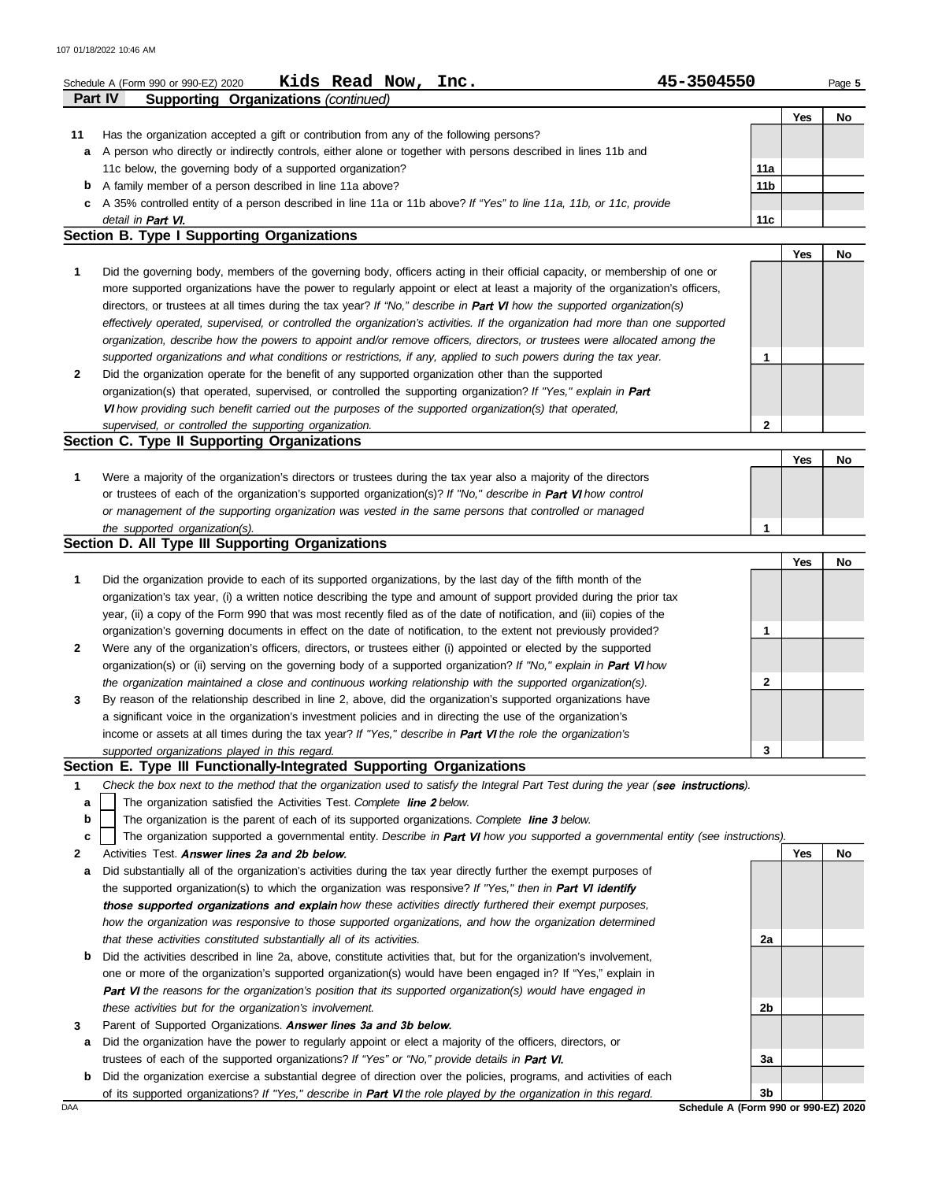Schedule A (Form 990 or 990-EZ) 2020 **Kids Read Now, Inc.** **45-3504550** Page **5**

**Part IV** **Supporting Organizations** *(continued)*

| | | | Yes | No |
|---|---|---|---|---|
| **11** | Has the organization accepted a gift or contribution from any of the following persons? | | | |
| **a** | A person who directly or indirectly controls, either alone or together with persons described in lines 11b and 11c below, the governing body of a supported organization? | **11a** | | |
| **b** | A family member of a person described in line 11a above? | **11b** | | |
| **c** | A 35% controlled entity of a person described in line 11a or 11b above? *If "Yes" to line 11a, 11b, or 11c, provide detail in* ***Part VI.*** | **11c** | | |

## Section B. Type I Supporting Organizations

| | | | Yes | No |
|---|---|---|---|---|
| **1** | Did the governing body, members of the governing body, officers acting in their official capacity, or membership of one or more supported organizations have the power to regularly appoint or elect at least a majority of the organization's officers, directors, or trustees at all times during the tax year? *If "No," describe in* ***Part VI*** *how the supported organization(s) effectively operated, supervised, or controlled the organization's activities. If the organization had more than one supported organization, describe how the powers to appoint and/or remove officers, directors, or trustees were allocated among the supported organizations and what conditions or restrictions, if any, applied to such powers during the tax year.* | **1** | | |
| **2** | Did the organization operate for the benefit of any supported organization other than the supported organization(s) that operated, supervised, or controlled the supporting organization? *If "Yes," explain in* ***Part VI*** *how providing such benefit carried out the purposes of the supported organization(s) that operated, supervised, or controlled the supporting organization.* | **2** | | |

## Section C. Type II Supporting Organizations

| | | | Yes | No |
|---|---|---|---|---|
| **1** | Were a majority of the organization's directors or trustees during the tax year also a majority of the directors or trustees of each of the organization's supported organization(s)? *If "No," describe in* ***Part VI*** *how control or management of the supporting organization was vested in the same persons that controlled or managed the supported organization(s).* | **1** | | |

## Section D. All Type III Supporting Organizations

| | | | Yes | No |
|---|---|---|---|---|
| **1** | Did the organization provide to each of its supported organizations, by the last day of the fifth month of the organization's tax year, (i) a written notice describing the type and amount of support provided during the prior tax year, (ii) a copy of the Form 990 that was most recently filed as of the date of notification, and (iii) copies of the organization's governing documents in effect on the date of notification, to the extent not previously provided? | **1** | | |
| **2** | Were any of the organization's officers, directors, or trustees either (i) appointed or elected by the supported organization(s) or (ii) serving on the governing body of a supported organization? *If "No," explain in* ***Part VI*** *how the organization maintained a close and continuous working relationship with the supported organization(s).* | **2** | | |
| **3** | By reason of the relationship described in line 2, above, did the organization's supported organizations have a significant voice in the organization's investment policies and in directing the use of the organization's income or assets at all times during the tax year? *If "Yes," describe in* ***Part VI*** *the role the organization's supported organizations played in this regard.* | **3** | | |

## Section E. Type III Functionally-Integrated Supporting Organizations

**1** *Check the box next to the method that the organization used to satisfy the Integral Part Test during the year (**see instructions**).*

**a** ☐ The organization satisfied the Activities Test. *Complete* ***line 2*** *below.*

**b** ☐ The organization is the parent of each of its supported organizations. *Complete* ***line 3*** *below.*

**c** ☐ The organization supported a governmental entity. *Describe in* ***Part VI*** *how you supported a governmental entity (see instructions).*

| | | | Yes | No |
|---|---|---|---|---|
| **2** | Activities Test. ***Answer lines 2a and 2b below.*** | | | |
| **a** | Did substantially all of the organization's activities during the tax year directly further the exempt purposes of the supported organization(s) to which the organization was responsive? *If "Yes," then in* ***Part VI identify those supported organizations and explain*** *how these activities directly furthered their exempt purposes, how the organization was responsive to those supported organizations, and how the organization determined that these activities constituted substantially all of its activities.* | **2a** | | |
| **b** | Did the activities described in line 2a, above, constitute activities that, but for the organization's involvement, one or more of the organization's supported organization(s) would have been engaged in? If "Yes," explain in ***Part VI*** *the reasons for the organization's position that its supported organization(s) would have engaged in these activities but for the organization's involvement.* | **2b** | | |
| **3** | Parent of Supported Organizations. ***Answer lines 3a and 3b below.*** | | | |
| **a** | Did the organization have the power to regularly appoint or elect a majority of the officers, directors, or trustees of each of the supported organizations? *If "Yes" or "No," provide details in* ***Part VI.*** | **3a** | | |
| **b** | Did the organization exercise a substantial degree of direction over the policies, programs, and activities of each of its supported organizations? *If "Yes," describe in* ***Part VI*** *the role played by the organization in this regard.* | **3b** | | |

**Schedule A (Form 990 or 990-EZ) 2020**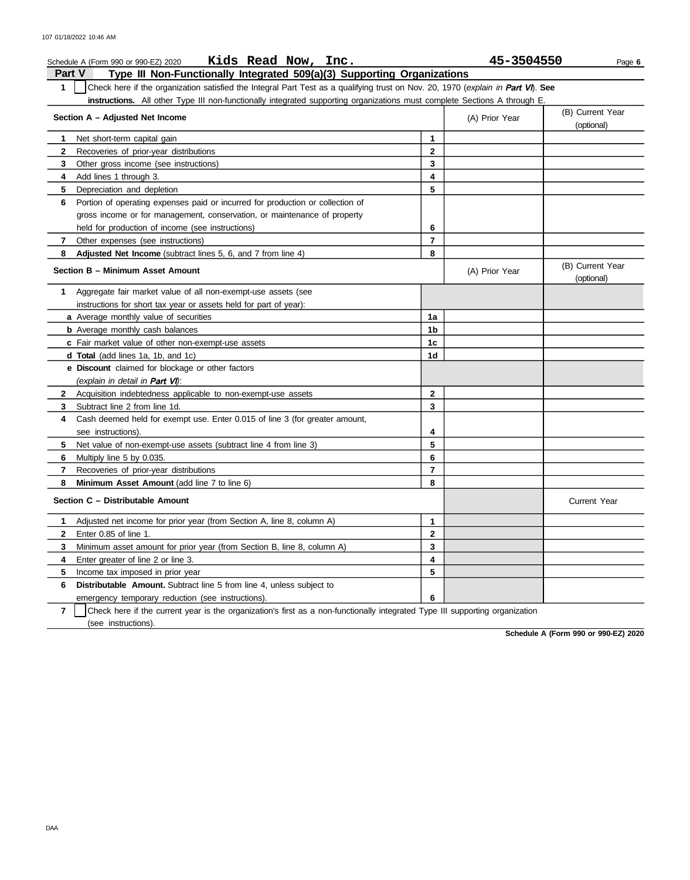Schedule A (Form 990 or 990-EZ) 2020 **Kids Read Now, Inc.** **45-3504550** Page **6**

## Part V — Type III Non-Functionally Integrated 509(a)(3) Supporting Organizations

**1** ☐ Check here if the organization satisfied the Integral Part Test as a qualifying trust on Nov. 20, 1970 (*explain in **Part VI***). **See instructions.** All other Type III non-functionally integrated supporting organizations must complete Sections A through E.

| Section A – Adjusted Net Income | | (A) Prior Year | (B) Current Year (optional) |
|---|---|---|---|
| **1** Net short-term capital gain | 1 | | |
| **2** Recoveries of prior-year distributions | 2 | | |
| **3** Other gross income (see instructions) | 3 | | |
| **4** Add lines 1 through 3. | 4 | | |
| **5** Depreciation and depletion | 5 | | |
| **6** Portion of operating expenses paid or incurred for production or collection of gross income or for management, conservation, or maintenance of property held for production of income (see instructions) | 6 | | |
| **7** Other expenses (see instructions) | 7 | | |
| **8** **Adjusted Net Income** (subtract lines 5, 6, and 7 from line 4) | 8 | | |

| Section B – Minimum Asset Amount | | (A) Prior Year | (B) Current Year (optional) |
|---|---|---|---|
| **1** Aggregate fair market value of all non-exempt-use assets (see instructions for short tax year or assets held for part of year): | | | |
| **a** Average monthly value of securities | 1a | | |
| **b** Average monthly cash balances | 1b | | |
| **c** Fair market value of other non-exempt-use assets | 1c | | |
| **d** **Total** (add lines 1a, 1b, and 1c) | 1d | | |
| **e** **Discount** claimed for blockage or other factors (*explain in detail in **Part VI***): | | | |
| **2** Acquisition indebtedness applicable to non-exempt-use assets | 2 | | |
| **3** Subtract line 2 from line 1d. | 3 | | |
| **4** Cash deemed held for exempt use. Enter 0.015 of line 3 (for greater amount, see instructions). | 4 | | |
| **5** Net value of non-exempt-use assets (subtract line 4 from line 3) | 5 | | |
| **6** Multiply line 5 by 0.035. | 6 | | |
| **7** Recoveries of prior-year distributions | 7 | | |
| **8** **Minimum Asset Amount** (add line 7 to line 6) | 8 | | |

| Section C – Distributable Amount | | | Current Year |
|---|---|---|---|
| **1** Adjusted net income for prior year (from Section A, line 8, column A) | 1 | | |
| **2** Enter 0.85 of line 1. | 2 | | |
| **3** Minimum asset amount for prior year (from Section B, line 8, column A) | 3 | | |
| **4** Enter greater of line 2 or line 3. | 4 | | |
| **5** Income tax imposed in prior year | 5 | | |
| **6** **Distributable Amount.** Subtract line 5 from line 4, unless subject to emergency temporary reduction (see instructions). | 6 | | |

**7** ☐ Check here if the current year is the organization's first as a non-functionally integrated Type III supporting organization (see instructions).

**Schedule A (Form 990 or 990-EZ) 2020**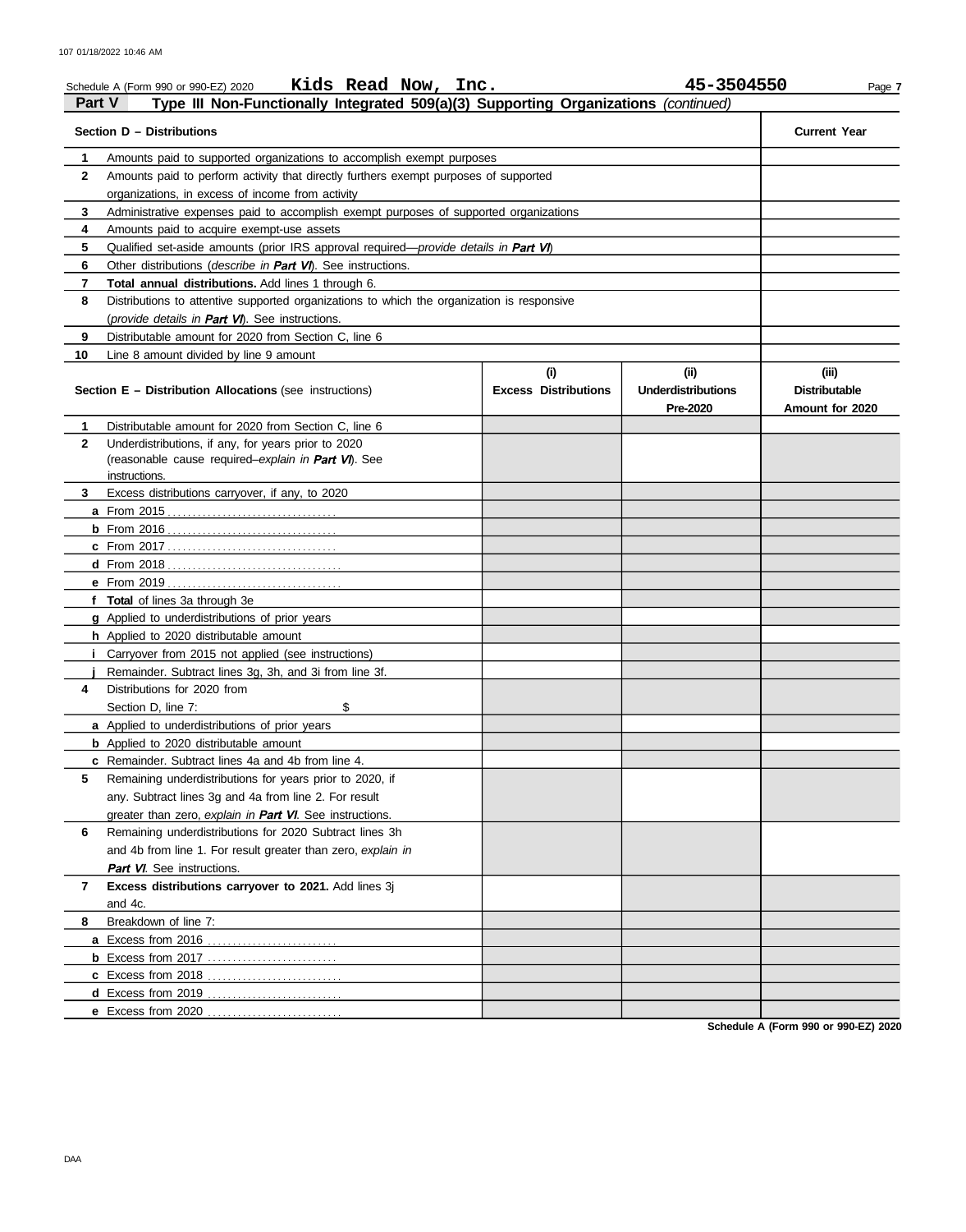Schedule A (Form 990 or 990-EZ) 2020 **Kids Read Now, Inc.** **45-3504550** Page **7**

## Part V Type III Non-Functionally Integrated 509(a)(3) Supporting Organizations *(continued)*

| **Section D – Distributions** | | **Current Year** |
|---|---|---|
| **1** | Amounts paid to supported organizations to accomplish exempt purposes | |
| **2** | Amounts paid to perform activity that directly furthers exempt purposes of supported organizations, in excess of income from activity | |
| **3** | Administrative expenses paid to accomplish exempt purposes of supported organizations | |
| **4** | Amounts paid to acquire exempt-use assets | |
| **5** | Qualified set-aside amounts (prior IRS approval required—*provide details in **Part VI***) | |
| **6** | Other distributions (*describe in **Part VI***). See instructions. | |
| **7** | **Total annual distributions.** Add lines 1 through 6. | |
| **8** | Distributions to attentive supported organizations to which the organization is responsive (*provide details in **Part VI***). See instructions. | |
| **9** | Distributable amount for 2020 from Section C, line 6 | |
| **10** | Line 8 amount divided by line 9 amount | |

| | **Section E – Distribution Allocations** (see instructions) | **(i) Excess Distributions** | **(ii) Underdistributions Pre-2020** | **(iii) Distributable Amount for 2020** |
|---|---|---|---|---|
| **1** | Distributable amount for 2020 from Section C, line 6 | | | |
| **2** | Underdistributions, if any, for years prior to 2020 (reasonable cause required–*explain in **Part VI***). See instructions. | | | |
| **3** | Excess distributions carryover, if any, to 2020 | | | |
| **a** | From 2015 | | | |
| **b** | From 2016 | | | |
| **c** | From 2017 | | | |
| **d** | From 2018 | | | |
| **e** | From 2019 | | | |
| **f** | **Total** of lines 3a through 3e | | | |
| **g** | Applied to underdistributions of prior years | | | |
| **h** | Applied to 2020 distributable amount | | | |
| **i** | Carryover from 2015 not applied (see instructions) | | | |
| **j** | Remainder. Subtract lines 3g, 3h, and 3i from line 3f. | | | |
| **4** | Distributions for 2020 from Section D, line 7: $ | | | |
| **a** | Applied to underdistributions of prior years | | | |
| **b** | Applied to 2020 distributable amount | | | |
| **c** | Remainder. Subtract lines 4a and 4b from line 4. | | | |
| **5** | Remaining underdistributions for years prior to 2020, if any. Subtract lines 3g and 4a from line 2. For result greater than zero, *explain in **Part VI***. See instructions. | | | |
| **6** | Remaining underdistributions for 2020 Subtract lines 3h and 4b from line 1. For result greater than zero, *explain in **Part VI***. See instructions. | | | |
| **7** | **Excess distributions carryover to 2021.** Add lines 3j and 4c. | | | |
| **8** | Breakdown of line 7: | | | |
| **a** | Excess from 2016 | | | |
| **b** | Excess from 2017 | | | |
| **c** | Excess from 2018 | | | |
| **d** | Excess from 2019 | | | |
| **e** | Excess from 2020 | | | |

**Schedule A (Form 990 or 990-EZ) 2020**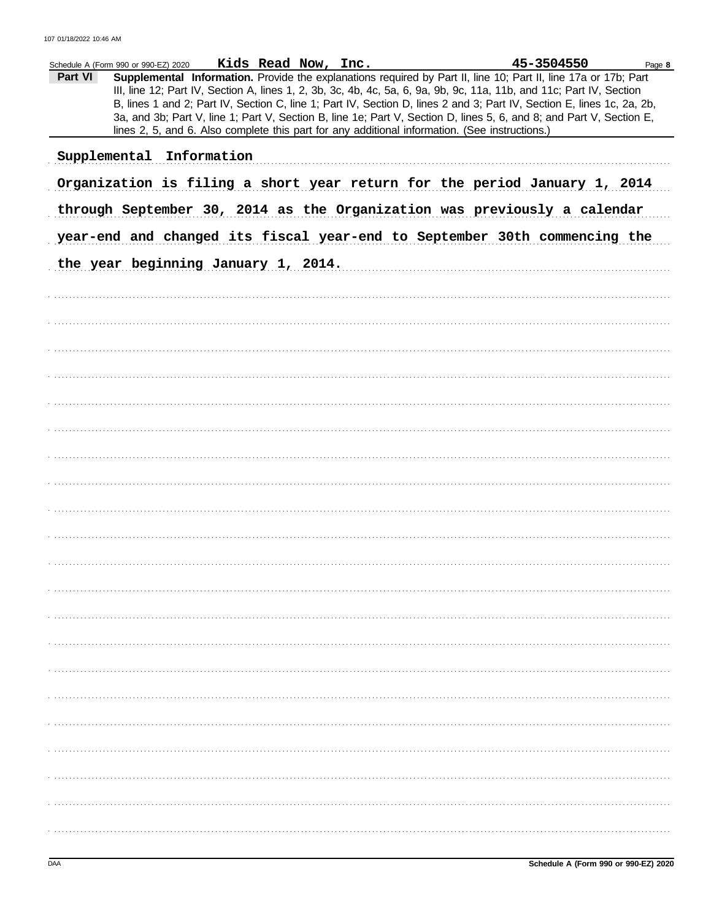Schedule A (Form 990 or 990-EZ) 2020 Kids Read Now, Inc. 45-3504550 Page **8**

**Part VI** **Supplemental Information.** Provide the explanations required by Part II, line 10; Part II, line 17a or 17b; Part III, line 12; Part IV, Section A, lines 1, 2, 3b, 3c, 4b, 4c, 5a, 6, 9a, 9b, 9c, 11a, 11b, and 11c; Part IV, Section B, lines 1 and 2; Part IV, Section C, line 1; Part IV, Section D, lines 2 and 3; Part IV, Section E, lines 1c, 2a, 2b, 3a, and 3b; Part V, line 1; Part V, Section B, line 1e; Part V, Section D, lines 5, 6, and 8; and Part V, Section E, lines 2, 5, and 6. Also complete this part for any additional information. (See instructions.)

Supplemental Information

Organization is filing a short year return for the period January 1, 2014 through September 30, 2014 as the Organization was previously a calendar year-end and changed its fiscal year-end to September 30th commencing the the year beginning January 1, 2014.

Schedule A (Form 990 or 990-EZ) 2020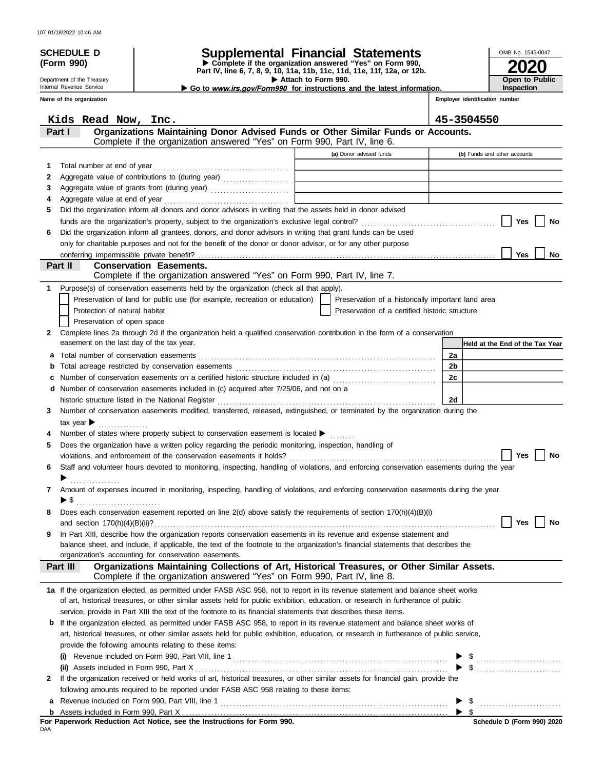**SCHEDULE D (Form 990)**

Department of the Treasury
Internal Revenue Service

# Supplemental Financial Statements

▶ Complete if the organization answered "Yes" on Form 990, Part IV, line 6, 7, 8, 9, 10, 11a, 11b, 11c, 11d, 11e, 11f, 12a, or 12b.
▶ Attach to Form 990.
▶ Go to *www.irs.gov/Form990* for instructions and the latest information.

OMB No. 1545-0047

**2020**

**Open to Public Inspection**

| Name of the organization | Employer identification number |
|---|---|
| Kids Read Now, Inc. | 45-3504550 |

## Part I — Organizations Maintaining Donor Advised Funds or Other Similar Funds or Accounts.
Complete if the organization answered "Yes" on Form 990, Part IV, line 6.

| | | (a) Donor advised funds | (b) Funds and other accounts |
|---|---|---|---|
| 1 | Total number at end of year | | |
| 2 | Aggregate value of contributions to (during year) | | |
| 3 | Aggregate value of grants from (during year) | | |
| 4 | Aggregate value at end of year | | |

5 Did the organization inform all donors and donor advisors in writing that the assets held in donor advised funds are the organization's property, subject to the organization's exclusive legal control? ☐ Yes ☐ No

6 Did the organization inform all grantees, donors, and donor advisors in writing that grant funds can be used only for charitable purposes and not for the benefit of the donor or donor advisor, or for any other purpose conferring impermissible private benefit? ☐ Yes ☐ No

## Part II — Conservation Easements.
Complete if the organization answered "Yes" on Form 990, Part IV, line 7.

1 Purpose(s) of conservation easements held by the organization (check all that apply).
- ☐ Preservation of land for public use (for example, recreation or education)
- ☐ Preservation of a historically important land area
- ☐ Protection of natural habitat
- ☐ Preservation of a certified historic structure
- ☐ Preservation of open space

2 Complete lines 2a through 2d if the organization held a qualified conservation contribution in the form of a conservation easement on the last day of the tax year.

| | | | Held at the End of the Tax Year |
|---|---|---|---|
| a | Total number of conservation easements | 2a | |
| b | Total acreage restricted by conservation easements | 2b | |
| c | Number of conservation easements on a certified historic structure included in (a) | 2c | |
| d | Number of conservation easements included in (c) acquired after 7/25/06, and not on a historic structure listed in the National Register | 2d | |

3 Number of conservation easements modified, transferred, released, extinguished, or terminated by the organization during the tax year ▶

4 Number of states where property subject to conservation easement is located ▶

5 Does the organization have a written policy regarding the periodic monitoring, inspection, handling of violations, and enforcement of the conservation easements it holds? ☐ Yes ☐ No

6 Staff and volunteer hours devoted to monitoring, inspecting, handling of violations, and enforcing conservation easements during the year ▶

7 Amount of expenses incurred in monitoring, inspecting, handling of violations, and enforcing conservation easements during the year ▶ $

8 Does each conservation easement reported on line 2(d) above satisfy the requirements of section 170(h)(4)(B)(i) and section 170(h)(4)(B)(ii)? ☐ Yes ☐ No

9 In Part XIII, describe how the organization reports conservation easements in its revenue and expense statement and balance sheet, and include, if applicable, the text of the footnote to the organization's financial statements that describes the organization's accounting for conservation easements.

## Part III — Organizations Maintaining Collections of Art, Historical Treasures, or Other Similar Assets.
Complete if the organization answered "Yes" on Form 990, Part IV, line 8.

1a If the organization elected, as permitted under FASB ASC 958, not to report in its revenue statement and balance sheet works of art, historical treasures, or other similar assets held for public exhibition, education, or research in furtherance of public service, provide in Part XIII the text of the footnote to its financial statements that describes these items.

b If the organization elected, as permitted under FASB ASC 958, to report in its revenue statement and balance sheet works of art, historical treasures, or other similar assets held for public exhibition, education, or research in furtherance of public service, provide the following amounts relating to these items:

(i) Revenue included on Form 990, Part VIII, line 1 ▶ $

(ii) Assets included in Form 990, Part X ▶ $

2 If the organization received or held works of art, historical treasures, or other similar assets for financial gain, provide the following amounts required to be reported under FASB ASC 958 relating to these items:

a Revenue included on Form 990, Part VIII, line 1 ▶ $

b Assets included in Form 990, Part X ▶ $

**For Paperwork Reduction Act Notice, see the Instructions for Form 990.** DAA **Schedule D (Form 990) 2020**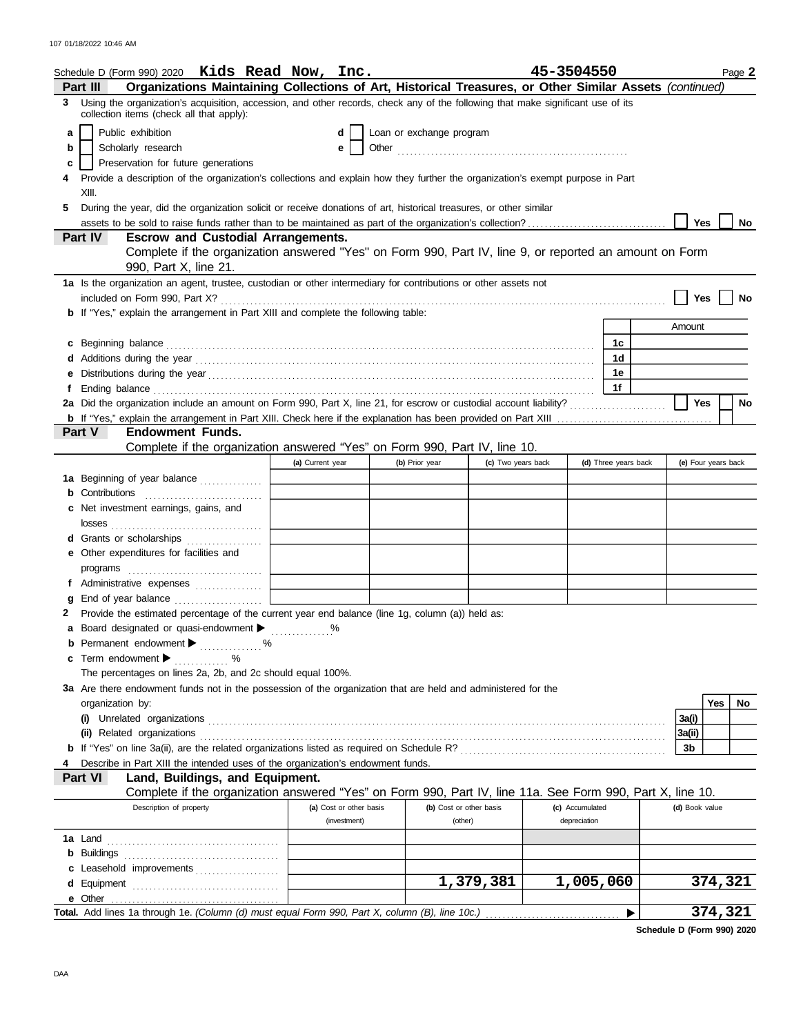Schedule D (Form 990) 2020 **Kids Read Now, Inc.** **45-3504550** Page **2**

## Part III Organizations Maintaining Collections of Art, Historical Treasures, or Other Similar Assets *(continued)*

**3** Using the organization's acquisition, accession, and other records, check any of the following that make significant use of its collection items (check all that apply):

- **a** ☐ Public exhibition
- **b** ☐ Scholarly research
- **c** ☐ Preservation for future generations
- **d** ☐ Loan or exchange program
- **e** ☐ Other

**4** Provide a description of the organization's collections and explain how they further the organization's exempt purpose in Part XIII.

**5** During the year, did the organization solicit or receive donations of art, historical treasures, or other similar assets to be sold to raise funds rather than to be maintained as part of the organization's collection? ☐ Yes ☐ No

## Part IV Escrow and Custodial Arrangements.

Complete if the organization answered "Yes" on Form 990, Part IV, line 9, or reported an amount on Form 990, Part X, line 21.

**1a** Is the organization an agent, trustee, custodian or other intermediary for contributions or other assets not included on Form 990, Part X? ☐ Yes ☐ No

**b** If "Yes," explain the arrangement in Part XIII and complete the following table:

| | | Amount |
|---|---|---|
| **c** Beginning balance | 1c | |
| **d** Additions during the year | 1d | |
| **e** Distributions during the year | 1e | |
| **f** Ending balance | 1f | |

**2a** Did the organization include an amount on Form 990, Part X, line 21, for escrow or custodial account liability? ☐ Yes ☐ No

**b** If "Yes," explain the arrangement in Part XIII. Check here if the explanation has been provided on Part XIII ☐

## Part V Endowment Funds.

Complete if the organization answered "Yes" on Form 990, Part IV, line 10.

| | (a) Current year | (b) Prior year | (c) Two years back | (d) Three years back | (e) Four years back |
|---|---|---|---|---|---|
| **1a** Beginning of year balance | | | | | |
| **b** Contributions | | | | | |
| **c** Net investment earnings, gains, and losses | | | | | |
| **d** Grants or scholarships | | | | | |
| **e** Other expenditures for facilities and programs | | | | | |
| **f** Administrative expenses | | | | | |
| **g** End of year balance | | | | | |

**2** Provide the estimated percentage of the current year end balance (line 1g, column (a)) held as:

- **a** Board designated or quasi-endowment ▶ ______ %
- **b** Permanent endowment ▶ ______ %
- **c** Term endowment ▶ ______ %

The percentages on lines 2a, 2b, and 2c should equal 100%.

**3a** Are there endowment funds not in the possession of the organization that are held and administered for the organization by:

| | | Yes | No |
|---|---|---|---|
| **(i)** Unrelated organizations | 3a(i) | | |
| **(ii)** Related organizations | 3a(ii) | | |
| **b** If "Yes" on line 3a(ii), are the related organizations listed as required on Schedule R? | 3b | | |

**4** Describe in Part XIII the intended uses of the organization's endowment funds.

## Part VI Land, Buildings, and Equipment.

Complete if the organization answered "Yes" on Form 990, Part IV, line 11a. See Form 990, Part X, line 10.

| Description of property | (a) Cost or other basis (investment) | (b) Cost or other basis (other) | (c) Accumulated depreciation | (d) Book value |
|---|---|---|---|---|
| **1a** Land | | | | |
| **b** Buildings | | | | |
| **c** Leasehold improvements | | | | |
| **d** Equipment | | 1,379,381 | 1,005,060 | 374,321 |
| **e** Other | | | | |
| **Total.** Add lines 1a through 1e. *(Column (d) must equal Form 990, Part X, column (B), line 10c.)* | | | ▶ | 374,321 |

**Schedule D (Form 990) 2020**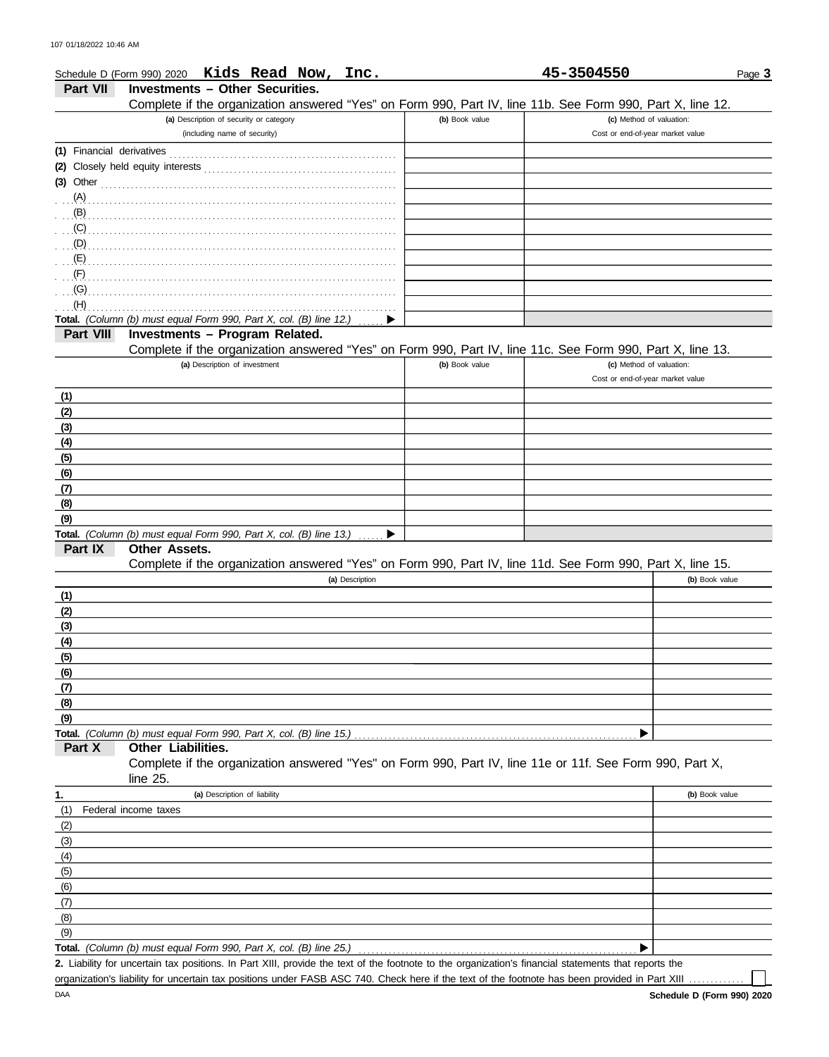Schedule D (Form 990) 2020 **Kids Read Now, Inc.** **45-3504550**

## Part VII Investments – Other Securities.

Complete if the organization answered "Yes" on Form 990, Part IV, line 11b. See Form 990, Part X, line 12.

| (a) Description of security or category (including name of security) | (b) Book value | (c) Method of valuation: Cost or end-of-year market value |
|---|---|---|
| (1) Financial derivatives | | |
| (2) Closely held equity interests | | |
| (3) Other | | |
| (A) | | |
| (B) | | |
| (C) | | |
| (D) | | |
| (E) | | |
| (F) | | |
| (G) | | |
| (H) | | |
| **Total.** *(Column (b) must equal Form 990, Part X, col. (B) line 12.)* ▶ | | |

## Part VIII Investments – Program Related.

Complete if the organization answered "Yes" on Form 990, Part IV, line 11c. See Form 990, Part X, line 13.

| (a) Description of investment | (b) Book value | (c) Method of valuation: Cost or end-of-year market value |
|---|---|---|
| (1) | | |
| (2) | | |
| (3) | | |
| (4) | | |
| (5) | | |
| (6) | | |
| (7) | | |
| (8) | | |
| (9) | | |
| **Total.** *(Column (b) must equal Form 990, Part X, col. (B) line 13.)* ▶ | | |

## Part IX Other Assets.

Complete if the organization answered "Yes" on Form 990, Part IV, line 11d. See Form 990, Part X, line 15.

| (a) Description | (b) Book value |
|---|---|
| (1) | |
| (2) | |
| (3) | |
| (4) | |
| (5) | |
| (6) | |
| (7) | |
| (8) | |
| (9) | |
| **Total.** *(Column (b) must equal Form 990, Part X, col. (B) line 15.)* ▶ | |

## Part X Other Liabilities.

Complete if the organization answered "Yes" on Form 990, Part IV, line 11e or 11f. See Form 990, Part X, line 25.

| 1. (a) Description of liability | (b) Book value |
|---|---|
| (1) Federal income taxes | |
| (2) | |
| (3) | |
| (4) | |
| (5) | |
| (6) | |
| (7) | |
| (8) | |
| (9) | |
| **Total.** *(Column (b) must equal Form 990, Part X, col. (B) line 25.)* ▶ | |

**2.** Liability for uncertain tax positions. In Part XIII, provide the text of the footnote to the organization's financial statements that reports the organization's liability for uncertain tax positions under FASB ASC 740. Check here if the text of the footnote has been provided in Part XIII ☐

DAA **Schedule D (Form 990) 2020**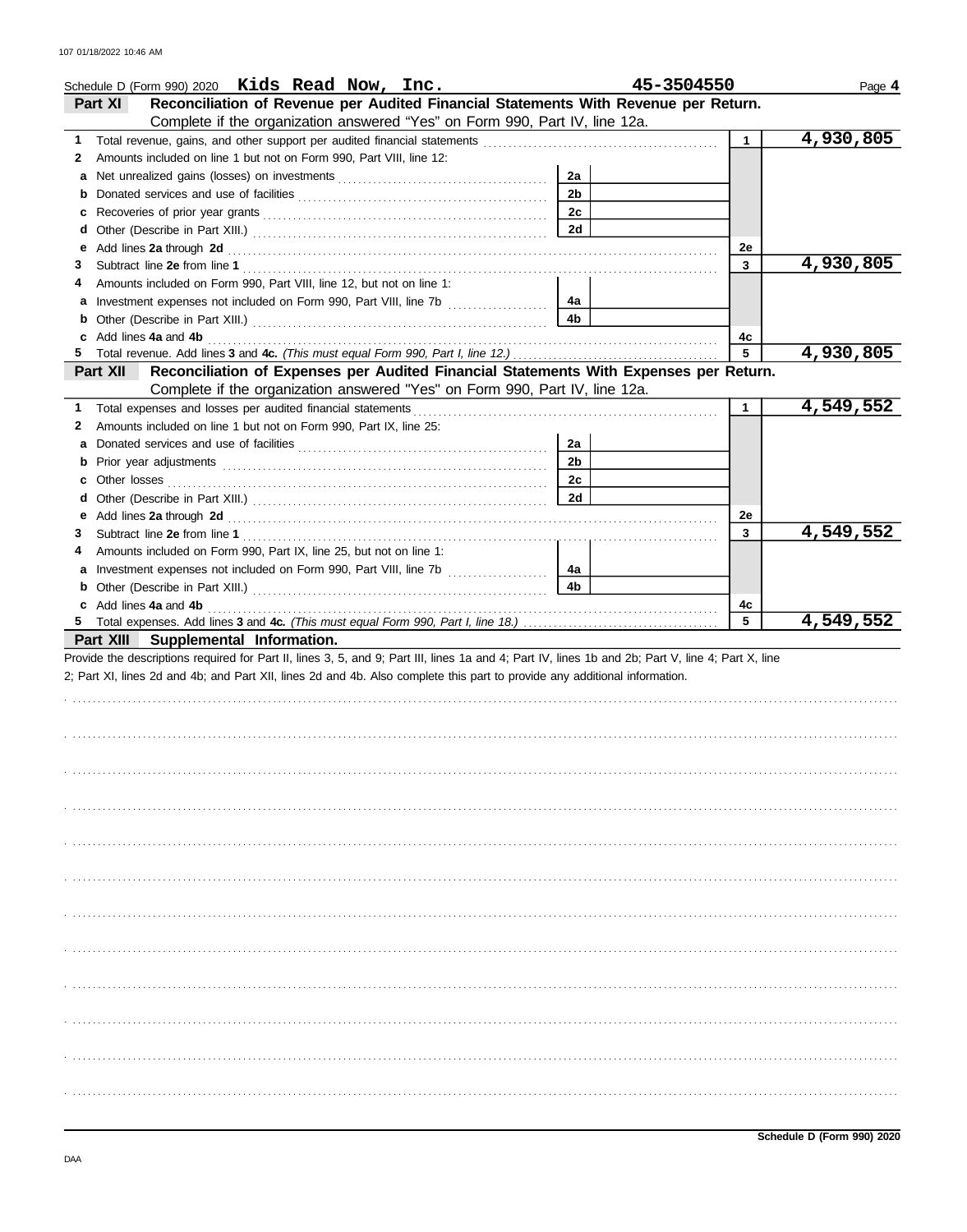Schedule D (Form 990) 2020 **Kids Read Now, Inc.** **45-3504550** Page **4**

## Part XI Reconciliation of Revenue per Audited Financial Statements With Revenue per Return.

Complete if the organization answered "Yes" on Form 990, Part IV, line 12a.

| | | | | | |
|---|---|---|---|---|---|
| **1** | Total revenue, gains, and other support per audited financial statements | | | 1 | 4,930,805 |
| **2** | Amounts included on line 1 but not on Form 990, Part VIII, line 12: | | | | |
| **a** | Net unrealized gains (losses) on investments | 2a | | | |
| **b** | Donated services and use of facilities | 2b | | | |
| **c** | Recoveries of prior year grants | 2c | | | |
| **d** | Other (Describe in Part XIII.) | 2d | | | |
| **e** | Add lines **2a** through **2d** | | | 2e | |
| **3** | Subtract line **2e** from line **1** | | | 3 | 4,930,805 |
| **4** | Amounts included on Form 990, Part VIII, line 12, but not on line 1: | | | | |
| **a** | Investment expenses not included on Form 990, Part VIII, line 7b | 4a | | | |
| **b** | Other (Describe in Part XIII.) | 4b | | | |
| **c** | Add lines **4a** and **4b** | | | 4c | |
| **5** | Total revenue. Add lines **3** and **4c.** *(This must equal Form 990, Part I, line 12.)* | | | 5 | 4,930,805 |

## Part XII Reconciliation of Expenses per Audited Financial Statements With Expenses per Return.

Complete if the organization answered "Yes" on Form 990, Part IV, line 12a.

| | | | | | |
|---|---|---|---|---|---|
| **1** | Total expenses and losses per audited financial statements | | | 1 | 4,549,552 |
| **2** | Amounts included on line 1 but not on Form 990, Part IX, line 25: | | | | |
| **a** | Donated services and use of facilities | 2a | | | |
| **b** | Prior year adjustments | 2b | | | |
| **c** | Other losses | 2c | | | |
| **d** | Other (Describe in Part XIII.) | 2d | | | |
| **e** | Add lines **2a** through **2d** | | | 2e | |
| **3** | Subtract line **2e** from line **1** | | | 3 | 4,549,552 |
| **4** | Amounts included on Form 990, Part IX, line 25, but not on line 1: | | | | |
| **a** | Investment expenses not included on Form 990, Part VIII, line 7b | 4a | | | |
| **b** | Other (Describe in Part XIII.) | 4b | | | |
| **c** | Add lines **4a** and **4b** | | | 4c | |
| **5** | Total expenses. Add lines **3** and **4c.** *(This must equal Form 990, Part I, line 18.)* | | | 5 | 4,549,552 |

## Part XIII Supplemental Information.

Provide the descriptions required for Part II, lines 3, 5, and 9; Part III, lines 1a and 4; Part IV, lines 1b and 2b; Part V, line 4; Part X, line 2; Part XI, lines 2d and 4b; and Part XII, lines 2d and 4b. Also complete this part to provide any additional information.

Schedule D (Form 990) 2020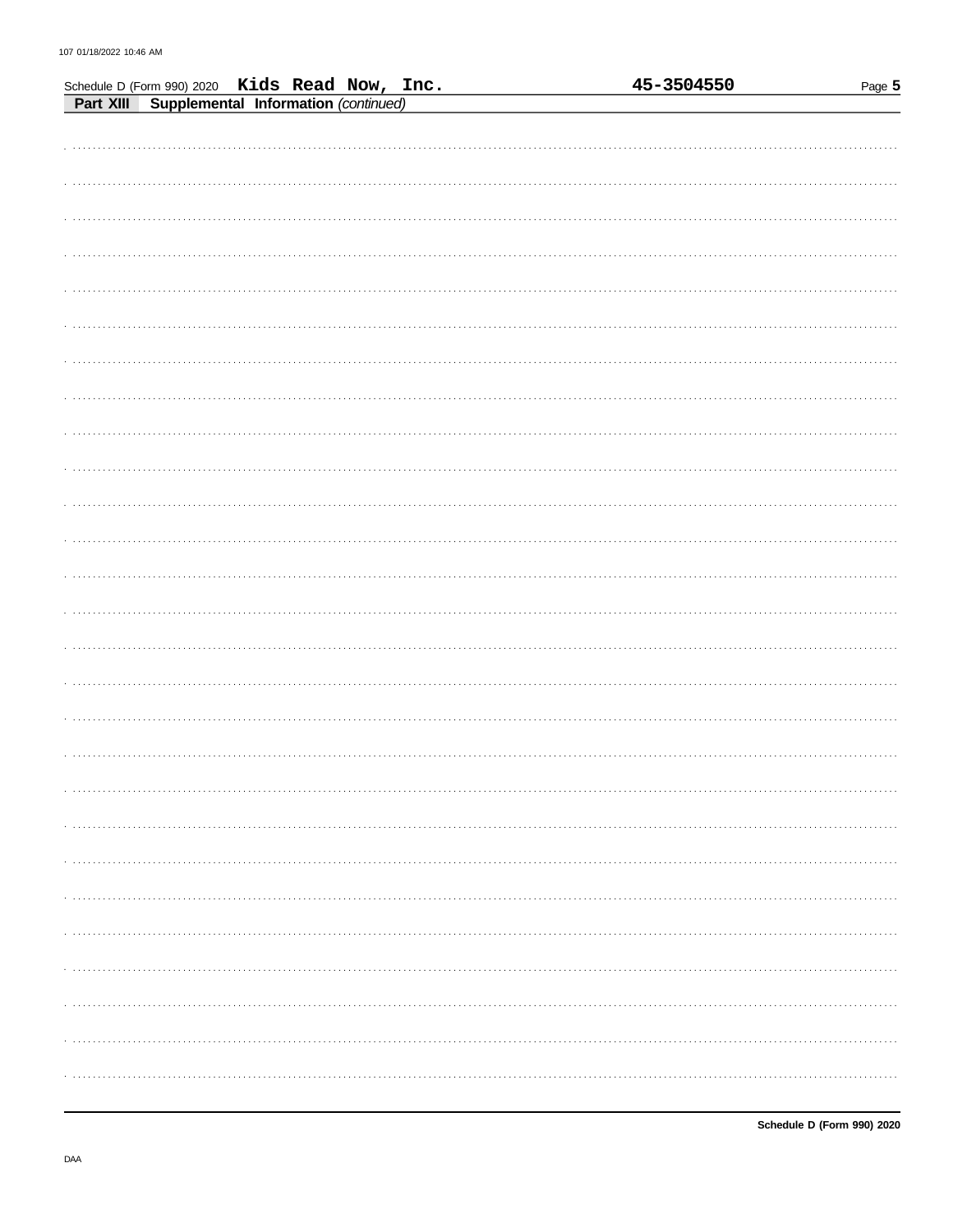Schedule D (Form 990) 2020 **Kids Read Now, Inc.** **45-3504550**

**Part XIII Supplemental Information** *(continued)*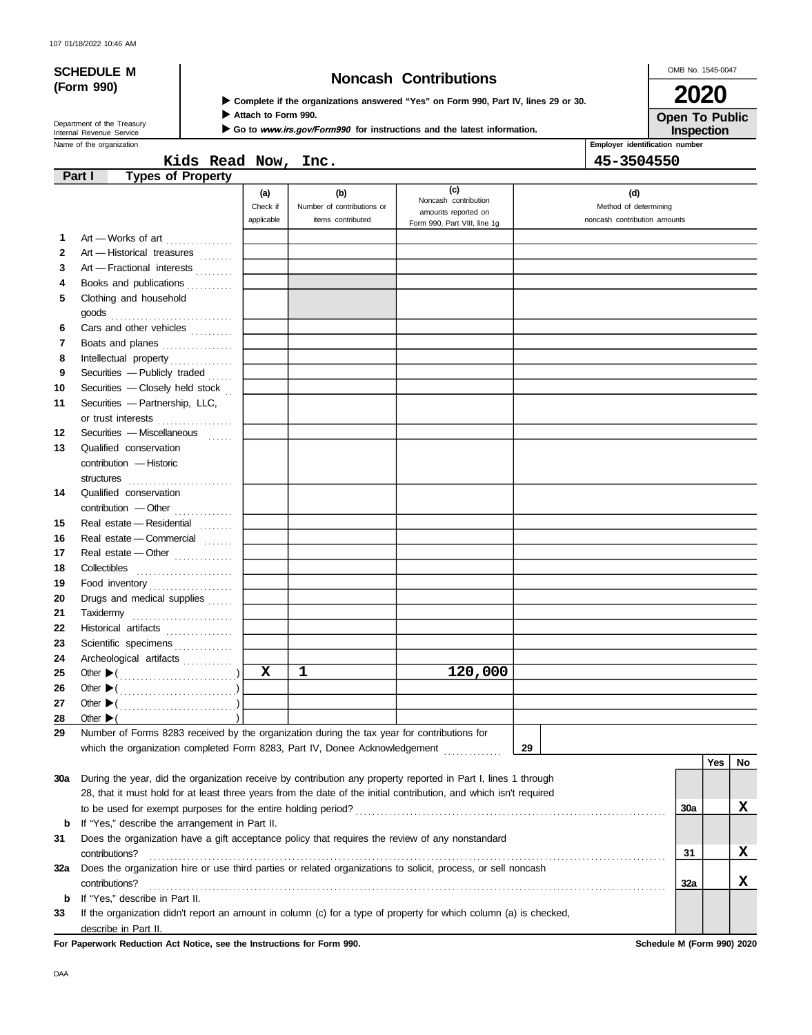107 01/18/2022 10:46 AM

**SCHEDULE M (Form 990)**

Department of the Treasury
Internal Revenue Service

# Noncash Contributions

▶ Complete if the organizations answered "Yes" on Form 990, Part IV, lines 29 or 30.
▶ Attach to Form 990.
▶ Go to *www.irs.gov/Form990* for instructions and the latest information.

OMB No. 1545-0047

**2020**

**Open To Public Inspection**

Name of the organization: **Kids Read Now, Inc.**

Employer identification number: **45-3504550**

## Part I Types of Property

| | | (a) Check if applicable | (b) Number of contributions or items contributed | (c) Noncash contribution amounts reported on Form 990, Part VIII, line 1g | (d) Method of determining noncash contribution amounts |
|---|---|---|---|---|---|
| 1 | Art — Works of art | | | | |
| 2 | Art — Historical treasures | | | | |
| 3 | Art — Fractional interests | | | | |
| 4 | Books and publications | | | | |
| 5 | Clothing and household goods | | | | |
| 6 | Cars and other vehicles | | | | |
| 7 | Boats and planes | | | | |
| 8 | Intellectual property | | | | |
| 9 | Securities — Publicly traded | | | | |
| 10 | Securities — Closely held stock | | | | |
| 11 | Securities — Partnership, LLC, or trust interests | | | | |
| 12 | Securities — Miscellaneous | | | | |
| 13 | Qualified conservation contribution — Historic structures | | | | |
| 14 | Qualified conservation contribution — Other | | | | |
| 15 | Real estate — Residential | | | | |
| 16 | Real estate — Commercial | | | | |
| 17 | Real estate — Other | | | | |
| 18 | Collectibles | | | | |
| 19 | Food inventory | | | | |
| 20 | Drugs and medical supplies | | | | |
| 21 | Taxidermy | | | | |
| 22 | Historical artifacts | | | | |
| 23 | Scientific specimens | | | | |
| 24 | Archeological artifacts | | | | |
| 25 | Other ▶ ( ) | X | 1 | 120,000 | |
| 26 | Other ▶ ( ) | | | | |
| 27 | Other ▶ ( ) | | | | |
| 28 | Other ▶ ( ) | | | | |

**29** Number of Forms 8283 received by the organization during the tax year for contributions for which the organization completed Form 8283, Part IV, Donee Acknowledgement ..... **29**

| | | | Yes | No |
|---|---|---|---|---|
| 30a | During the year, did the organization receive by contribution any property reported in Part I, lines 1 through 28, that it must hold for at least three years from the date of the initial contribution, and which isn't required to be used for exempt purposes for the entire holding period? | 30a | | X |
| b | If "Yes," describe the arrangement in Part II. | | | |
| 31 | Does the organization have a gift acceptance policy that requires the review of any nonstandard contributions? | 31 | | X |
| 32a | Does the organization hire or use third parties or related organizations to solicit, process, or sell noncash contributions? | 32a | | X |
| b | If "Yes," describe in Part II. | | | |
| 33 | If the organization didn't report an amount in column (c) for a type of property for which column (a) is checked, describe in Part II. | | | |

**For Paperwork Reduction Act Notice, see the Instructions for Form 990.** **Schedule M (Form 990) 2020**

DAA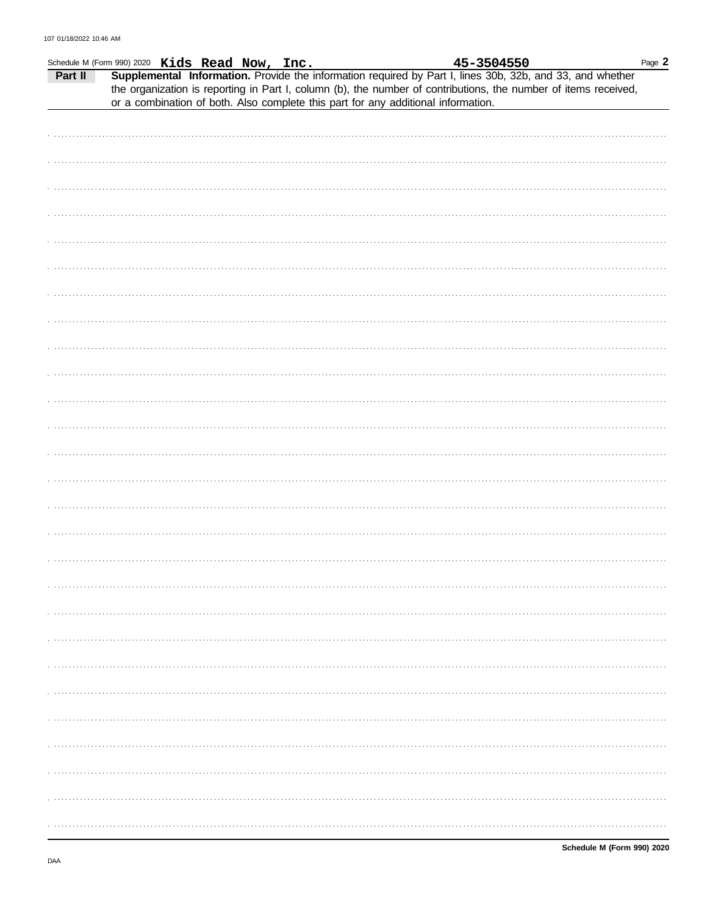Schedule M (Form 990) 2020 **Kids Read Now, Inc.** **45-3504550** Page **2**

**Part II** **Supplemental Information.** Provide the information required by Part I, lines 30b, 32b, and 33, and whether the organization is reporting in Part I, column (b), the number of contributions, the number of items received, or a combination of both. Also complete this part for any additional information.

**Schedule M (Form 990) 2020**

DAA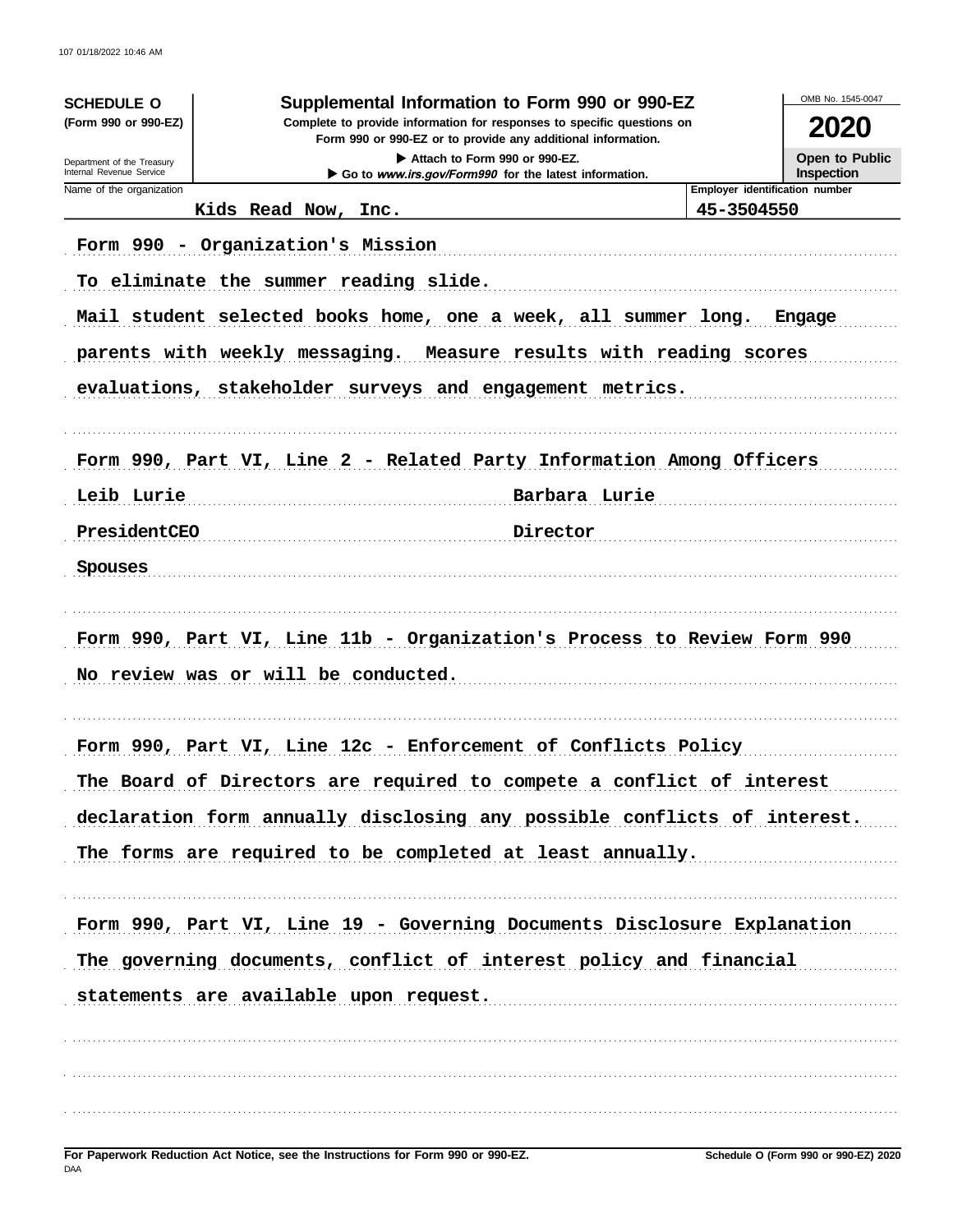**SCHEDULE O**
**(Form 990 or 990-EZ)**

Department of the Treasury
Internal Revenue Service

# Supplemental Information to Form 990 or 990-EZ

**Complete to provide information for responses to specific questions on Form 990 or 990-EZ or to provide any additional information.**

▶ **Attach to Form 990 or 990-EZ.**

▶ **Go to *www.irs.gov/Form990* for the latest information.**

OMB No. 1545-0047

**2020**

**Open to Public Inspection**

| Name of the organization | Employer identification number |
|---|---|
| Kids Read Now, Inc. | 45-3504550 |

Form 990 - Organization's Mission

To eliminate the summer reading slide.

Mail student selected books home, one a week, all summer long. Engage parents with weekly messaging. Measure results with reading scores evaluations, stakeholder surveys and engagement metrics.

Form 990, Part VI, Line 2 - Related Party Information Among Officers

| | |
|---|---|
| Leib Lurie | Barbara Lurie |
| PresidentCEO | Director |
| Spouses | |

Form 990, Part VI, Line 11b - Organization's Process to Review Form 990

No review was or will be conducted.

Form 990, Part VI, Line 12c - Enforcement of Conflicts Policy

The Board of Directors are required to compete a conflict of interest declaration form annually disclosing any possible conflicts of interest. The forms are required to be completed at least annually.

Form 990, Part VI, Line 19 - Governing Documents Disclosure Explanation

The governing documents, conflict of interest policy and financial statements are available upon request.

**For Paperwork Reduction Act Notice, see the Instructions for Form 990 or 990-EZ.** **Schedule O (Form 990 or 990-EZ) 2020**

DAA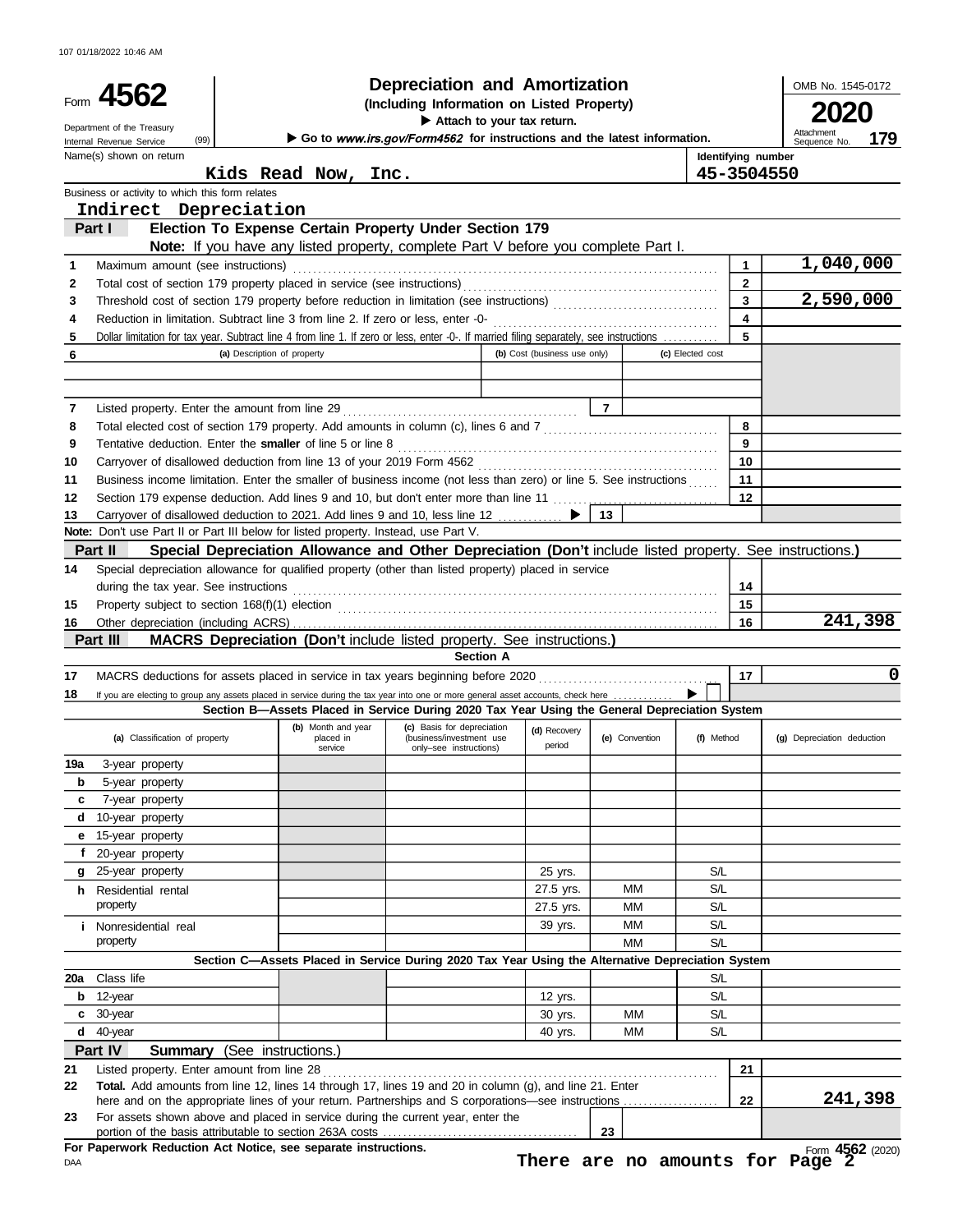107 01/18/2022 10:46 AM

# Form 4562 — Depreciation and Amortization

**(Including Information on Listed Property)**

▶ Attach to your tax return.

Department of the Treasury
Internal Revenue Service (99)

▶ Go to *www.irs.gov/Form4562* for instructions and the latest information.

OMB No. 1545-0172

**2020**

Attachment Sequence No. **179**

| Name(s) shown on return | Identifying number |
|---|---|
| Kids Read Now, Inc. | 45-3504550 |

Business or activity to which this form relates

Indirect Depreciation

## Part I Election To Expense Certain Property Under Section 179

**Note:** If you have any listed property, complete Part V before you complete Part I.

| | | | |
|---|---|---|---|
| 1 | Maximum amount (see instructions) | 1 | 1,040,000 |
| 2 | Total cost of section 179 property placed in service (see instructions) | 2 | |
| 3 | Threshold cost of section 179 property before reduction in limitation (see instructions) | 3 | 2,590,000 |
| 4 | Reduction in limitation. Subtract line 3 from line 2. If zero or less, enter -0- | 4 | |
| 5 | Dollar limitation for tax year. Subtract line 4 from line 1. If zero or less, enter -0-. If married filing separately, see instructions | 5 | |

| 6 | (a) Description of property | (b) Cost (business use only) | (c) Elected cost |
|---|---|---|---|
| | | | |
| | | | |

| | | | |
|---|---|---|---|
| 7 | Listed property. Enter the amount from line 29 | 7 | |
| 8 | Total elected cost of section 179 property. Add amounts in column (c), lines 6 and 7 | 8 | |
| 9 | Tentative deduction. Enter the **smaller** of line 5 or line 8 | 9 | |
| 10 | Carryover of disallowed deduction from line 13 of your 2019 Form 4562 | 10 | |
| 11 | Business income limitation. Enter the smaller of business income (not less than zero) or line 5. See instructions | 11 | |
| 12 | Section 179 expense deduction. Add lines 9 and 10, but don't enter more than line 11 | 12 | |
| 13 | Carryover of disallowed deduction to 2021. Add lines 9 and 10, less line 12 ▶ | 13 | |

**Note:** Don't use Part II or Part III below for listed property. Instead, use Part V.

## Part II Special Depreciation Allowance and Other Depreciation (Don't include listed property. See instructions.)

| | | | |
|---|---|---|---|
| 14 | Special depreciation allowance for qualified property (other than listed property) placed in service during the tax year. See instructions | 14 | |
| 15 | Property subject to section 168(f)(1) election | 15 | |
| 16 | Other depreciation (including ACRS) | 16 | 241,398 |

## Part III MACRS Depreciation (Don't include listed property. See instructions.)

### Section A

| | | | |
|---|---|---|---|
| 17 | MACRS deductions for assets placed in service in tax years beginning before 2020 | 17 | 0 |
| 18 | If you are electing to group any assets placed in service during the tax year into one or more general asset accounts, check here ▶ ☐ | | |

### Section B—Assets Placed in Service During 2020 Tax Year Using the General Depreciation System

| (a) Classification of property | (b) Month and year placed in service | (c) Basis for depreciation (business/investment use only–see instructions) | (d) Recovery period | (e) Convention | (f) Method | (g) Depreciation deduction |
|---|---|---|---|---|---|---|
| 19a 3-year property | | | | | | |
| b 5-year property | | | | | | |
| c 7-year property | | | | | | |
| d 10-year property | | | | | | |
| e 15-year property | | | | | | |
| f 20-year property | | | | | | |
| g 25-year property | | | 25 yrs. | | S/L | |
| h Residential rental property | | | 27.5 yrs. | MM | S/L | |
| | | | 27.5 yrs. | MM | S/L | |
| i Nonresidential real property | | | 39 yrs. | MM | S/L | |
| | | | | MM | S/L | |

### Section C—Assets Placed in Service During 2020 Tax Year Using the Alternative Depreciation System

| | | | | | | |
|---|---|---|---|---|---|---|
| 20a Class life | | | | | S/L | |
| b 12-year | | | 12 yrs. | | S/L | |
| c 30-year | | | 30 yrs. | MM | S/L | |
| d 40-year | | | 40 yrs. | MM | S/L | |

## Part IV Summary (See instructions.)

| | | | |
|---|---|---|---|
| 21 | Listed property. Enter amount from line 28 | 21 | |
| 22 | **Total.** Add amounts from line 12, lines 14 through 17, lines 19 and 20 in column (g), and line 21. Enter here and on the appropriate lines of your return. Partnerships and S corporations—see instructions | 22 | 241,398 |
| 23 | For assets shown above and placed in service during the current year, enter the portion of the basis attributable to section 263A costs | 23 | |

**For Paperwork Reduction Act Notice, see separate instructions.**

DAA

**There are no amounts for Page 2**

Form **4562** (2020)